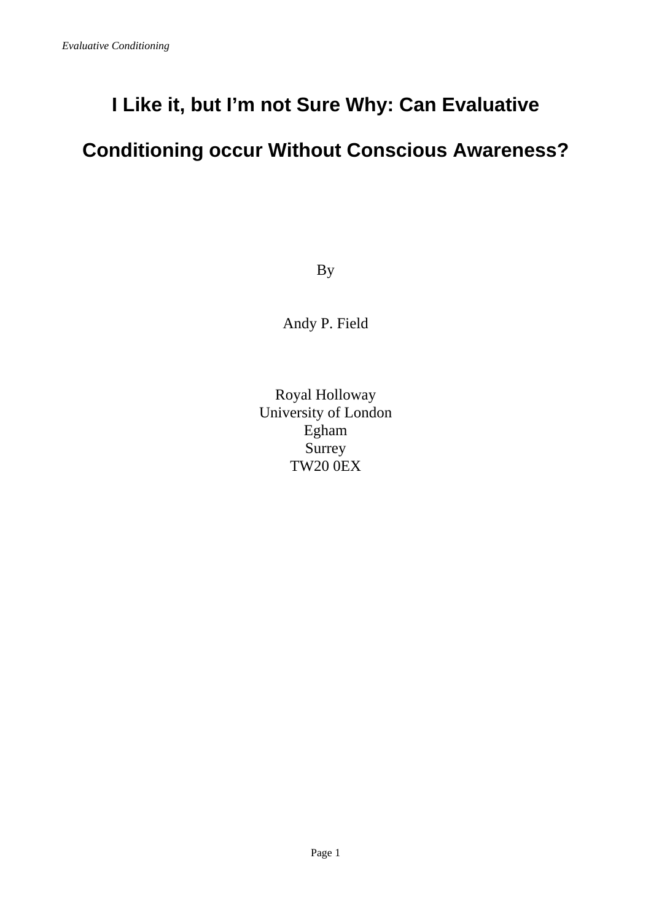# I Like it, but I'm not Sure Why: Can Evaluative Conditioning occur Without Conscious Awareness?

By

Andy P. Field

Royal Holloway
University of London
Egham
Surrey
TW20 0EX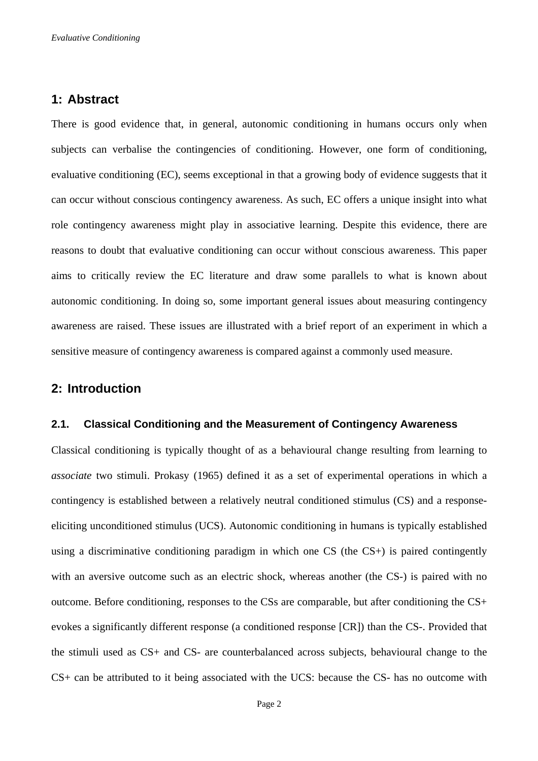## 1: Abstract

There is good evidence that, in general, autonomic conditioning in humans occurs only when subjects can verbalise the contingencies of conditioning. However, one form of conditioning, evaluative conditioning (EC), seems exceptional in that a growing body of evidence suggests that it can occur without conscious contingency awareness. As such, EC offers a unique insight into what role contingency awareness might play in associative learning. Despite this evidence, there are reasons to doubt that evaluative conditioning can occur without conscious awareness. This paper aims to critically review the EC literature and draw some parallels to what is known about autonomic conditioning. In doing so, some important general issues about measuring contingency awareness are raised. These issues are illustrated with a brief report of an experiment in which a sensitive measure of contingency awareness is compared against a commonly used measure.

## 2: Introduction

### 2.1. Classical Conditioning and the Measurement of Contingency Awareness

Classical conditioning is typically thought of as a behavioural change resulting from learning to *associate* two stimuli. Prokasy (1965) defined it as a set of experimental operations in which a contingency is established between a relatively neutral conditioned stimulus (CS) and a response-eliciting unconditioned stimulus (UCS). Autonomic conditioning in humans is typically established using a discriminative conditioning paradigm in which one CS (the CS+) is paired contingently with an aversive outcome such as an electric shock, whereas another (the CS-) is paired with no outcome. Before conditioning, responses to the CSs are comparable, but after conditioning the CS+ evokes a significantly different response (a conditioned response [CR]) than the CS-. Provided that the stimuli used as CS+ and CS- are counterbalanced across subjects, behavioural change to the CS+ can be attributed to it being associated with the UCS: because the CS- has no outcome with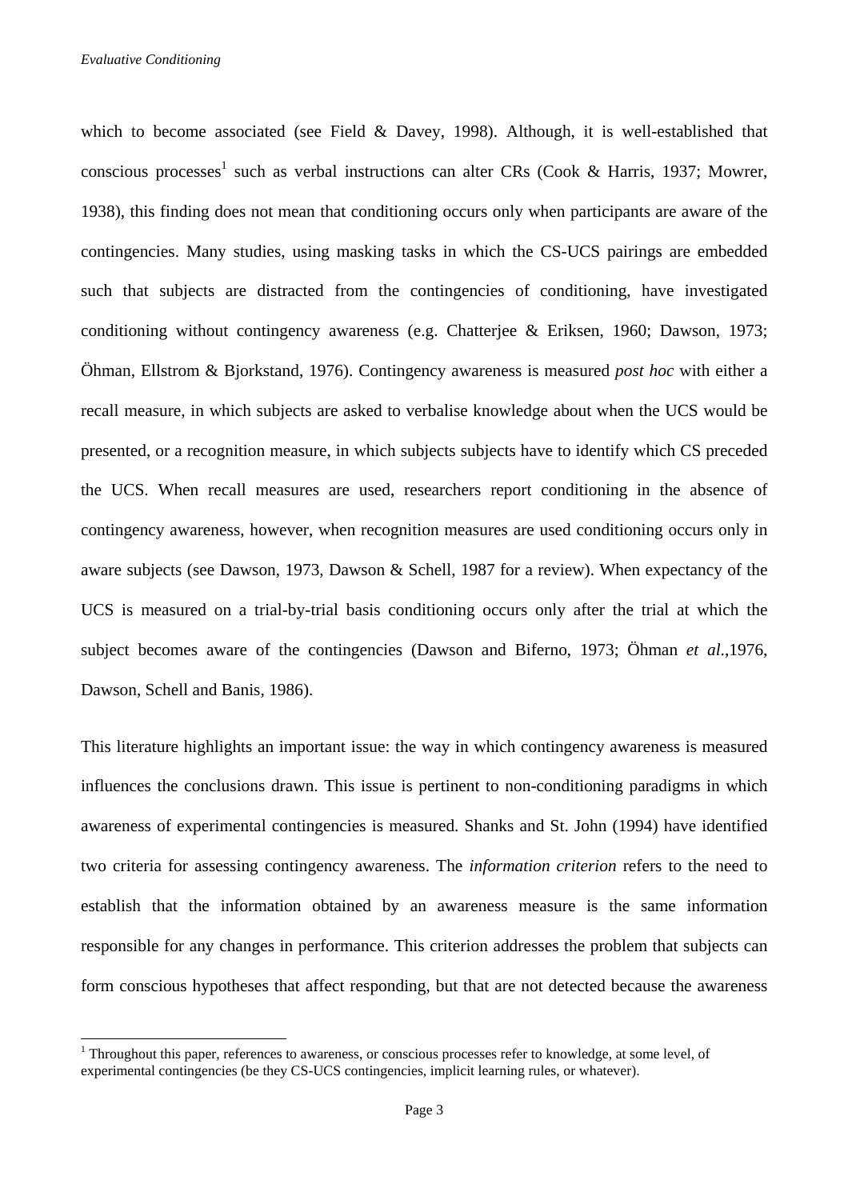which to become associated (see Field & Davey, 1998). Although, it is well-established that conscious processes[1] such as verbal instructions can alter CRs (Cook & Harris, 1937; Mowrer, 1938), this finding does not mean that conditioning occurs only when participants are aware of the contingencies. Many studies, using masking tasks in which the CS-UCS pairings are embedded such that subjects are distracted from the contingencies of conditioning, have investigated conditioning without contingency awareness (e.g. Chatterjee & Eriksen, 1960; Dawson, 1973; Öhman, Ellstrom & Bjorkstand, 1976). Contingency awareness is measured *post hoc* with either a recall measure, in which subjects are asked to verbalise knowledge about when the UCS would be presented, or a recognition measure, in which subjects subjects have to identify which CS preceded the UCS. When recall measures are used, researchers report conditioning in the absence of contingency awareness, however, when recognition measures are used conditioning occurs only in aware subjects (see Dawson, 1973, Dawson & Schell, 1987 for a review). When expectancy of the UCS is measured on a trial-by-trial basis conditioning occurs only after the trial at which the subject becomes aware of the contingencies (Dawson and Biferno, 1973; Öhman *et al*.,1976, Dawson, Schell and Banis, 1986).

This literature highlights an important issue: the way in which contingency awareness is measured influences the conclusions drawn. This issue is pertinent to non-conditioning paradigms in which awareness of experimental contingencies is measured. Shanks and St. John (1994) have identified two criteria for assessing contingency awareness. The *information criterion* refers to the need to establish that the information obtained by an awareness measure is the same information responsible for any changes in performance. This criterion addresses the problem that subjects can form conscious hypotheses that affect responding, but that are not detected because the awareness

[1] Throughout this paper, references to awareness, or conscious processes refer to knowledge, at some level, of experimental contingencies (be they CS-UCS contingencies, implicit learning rules, or whatever).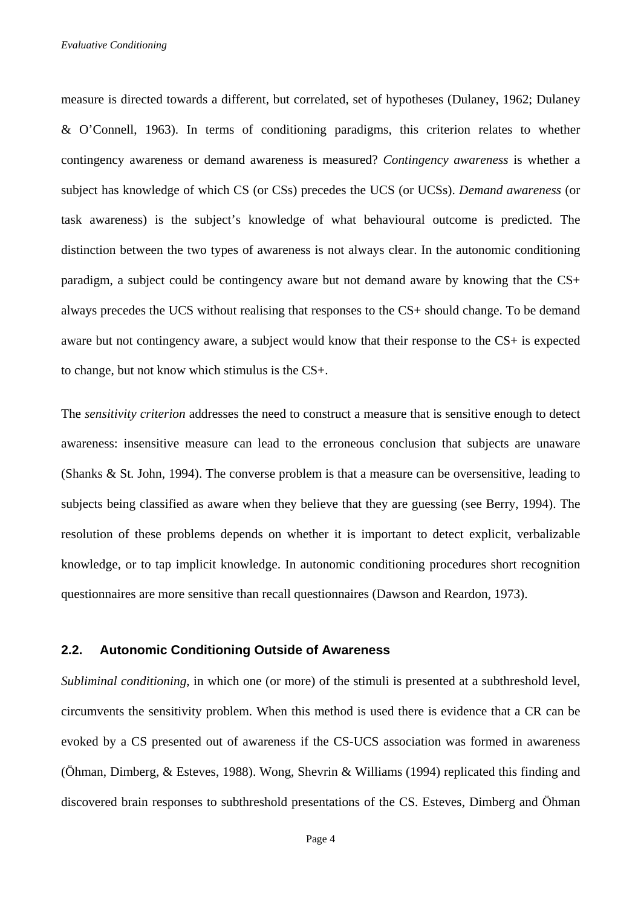measure is directed towards a different, but correlated, set of hypotheses (Dulaney, 1962; Dulaney & O'Connell, 1963). In terms of conditioning paradigms, this criterion relates to whether contingency awareness or demand awareness is measured? *Contingency awareness* is whether a subject has knowledge of which CS (or CSs) precedes the UCS (or UCSs). *Demand awareness* (or task awareness) is the subject's knowledge of what behavioural outcome is predicted. The distinction between the two types of awareness is not always clear. In the autonomic conditioning paradigm, a subject could be contingency aware but not demand aware by knowing that the CS+ always precedes the UCS without realising that responses to the CS+ should change. To be demand aware but not contingency aware, a subject would know that their response to the CS+ is expected to change, but not know which stimulus is the CS+.

The *sensitivity criterion* addresses the need to construct a measure that is sensitive enough to detect awareness: insensitive measure can lead to the erroneous conclusion that subjects are unaware (Shanks & St. John, 1994). The converse problem is that a measure can be oversensitive, leading to subjects being classified as aware when they believe that they are guessing (see Berry, 1994). The resolution of these problems depends on whether it is important to detect explicit, verbalizable knowledge, or to tap implicit knowledge. In autonomic conditioning procedures short recognition questionnaires are more sensitive than recall questionnaires (Dawson and Reardon, 1973).

## 2.2. Autonomic Conditioning Outside of Awareness

*Subliminal conditioning*, in which one (or more) of the stimuli is presented at a subthreshold level, circumvents the sensitivity problem. When this method is used there is evidence that a CR can be evoked by a CS presented out of awareness if the CS-UCS association was formed in awareness (Öhman, Dimberg, & Esteves, 1988). Wong, Shevrin & Williams (1994) replicated this finding and discovered brain responses to subthreshold presentations of the CS. Esteves, Dimberg and Öhman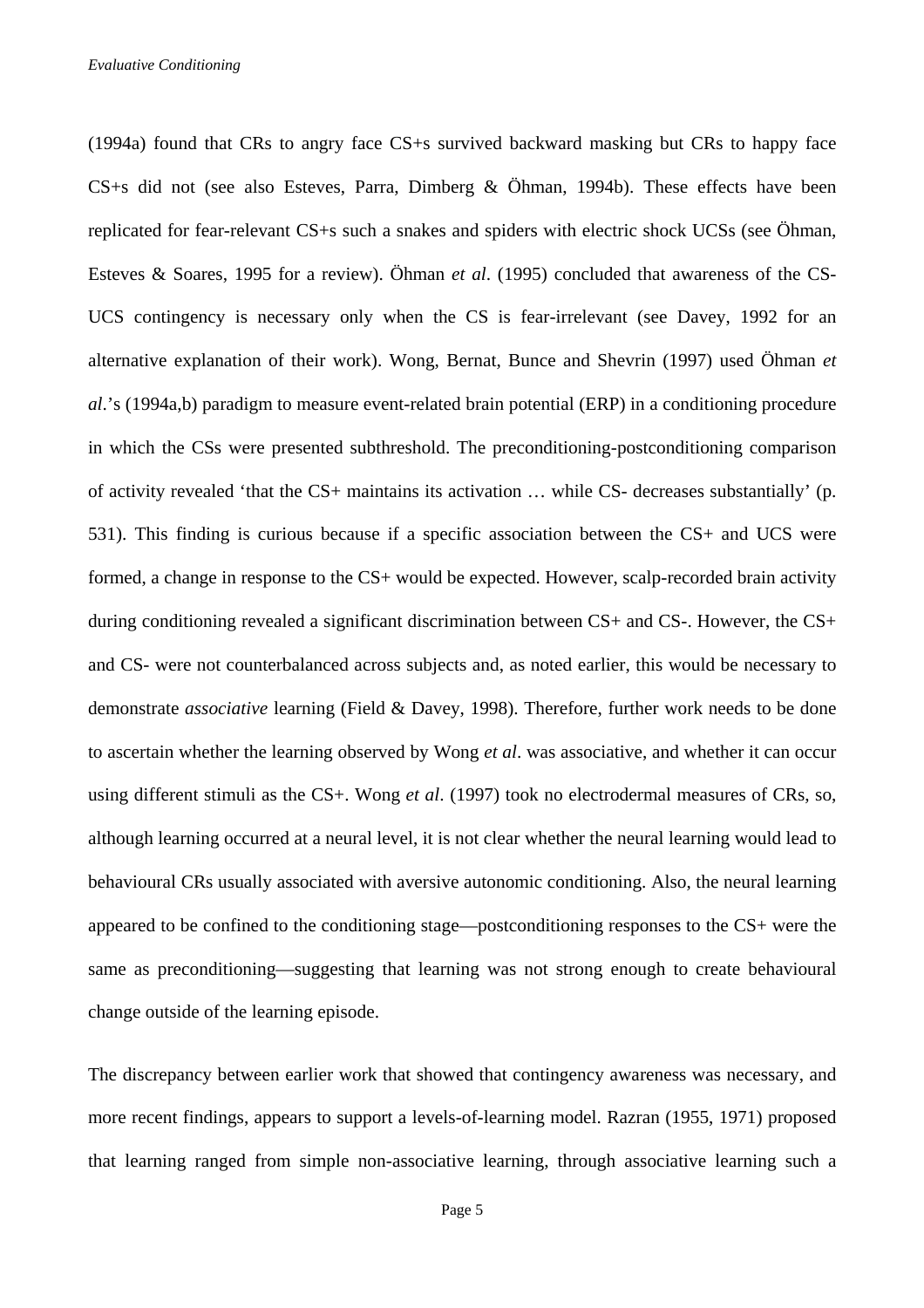(1994a) found that CRs to angry face CS+s survived backward masking but CRs to happy face CS+s did not (see also Esteves, Parra, Dimberg & Öhman, 1994b). These effects have been replicated for fear-relevant CS+s such a snakes and spiders with electric shock UCSs (see Öhman, Esteves & Soares, 1995 for a review). Öhman *et al*. (1995) concluded that awareness of the CS-UCS contingency is necessary only when the CS is fear-irrelevant (see Davey, 1992 for an alternative explanation of their work). Wong, Bernat, Bunce and Shevrin (1997) used Öhman *et al*.'s (1994a,b) paradigm to measure event-related brain potential (ERP) in a conditioning procedure in which the CSs were presented subthreshold. The preconditioning-postconditioning comparison of activity revealed 'that the CS+ maintains its activation … while CS- decreases substantially' (p. 531). This finding is curious because if a specific association between the CS+ and UCS were formed, a change in response to the CS+ would be expected. However, scalp-recorded brain activity during conditioning revealed a significant discrimination between CS+ and CS-. However, the CS+ and CS- were not counterbalanced across subjects and, as noted earlier, this would be necessary to demonstrate *associative* learning (Field & Davey, 1998). Therefore, further work needs to be done to ascertain whether the learning observed by Wong *et al*. was associative, and whether it can occur using different stimuli as the CS+. Wong *et al*. (1997) took no electrodermal measures of CRs, so, although learning occurred at a neural level, it is not clear whether the neural learning would lead to behavioural CRs usually associated with aversive autonomic conditioning. Also, the neural learning appeared to be confined to the conditioning stage—postconditioning responses to the CS+ were the same as preconditioning—suggesting that learning was not strong enough to create behavioural change outside of the learning episode.

The discrepancy between earlier work that showed that contingency awareness was necessary, and more recent findings, appears to support a levels-of-learning model. Razran (1955, 1971) proposed that learning ranged from simple non-associative learning, through associative learning such a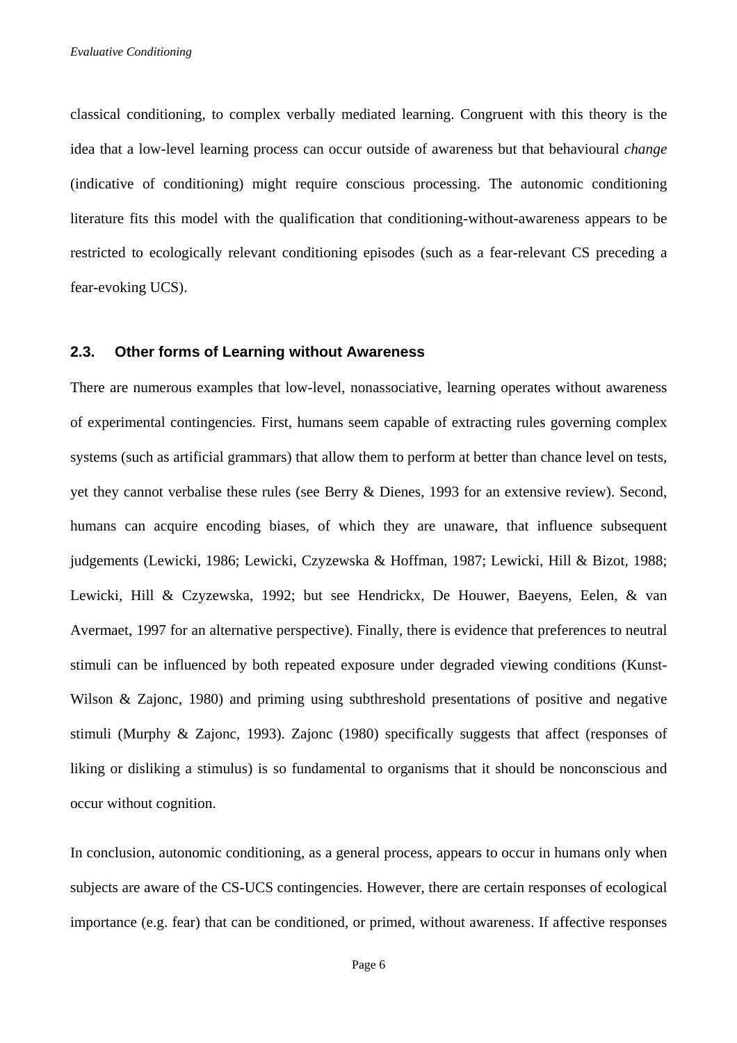classical conditioning, to complex verbally mediated learning. Congruent with this theory is the idea that a low-level learning process can occur outside of awareness but that behavioural *change* (indicative of conditioning) might require conscious processing. The autonomic conditioning literature fits this model with the qualification that conditioning-without-awareness appears to be restricted to ecologically relevant conditioning episodes (such as a fear-relevant CS preceding a fear-evoking UCS).

### 2.3. Other forms of Learning without Awareness

There are numerous examples that low-level, nonassociative, learning operates without awareness of experimental contingencies. First, humans seem capable of extracting rules governing complex systems (such as artificial grammars) that allow them to perform at better than chance level on tests, yet they cannot verbalise these rules (see Berry & Dienes, 1993 for an extensive review). Second, humans can acquire encoding biases, of which they are unaware, that influence subsequent judgements (Lewicki, 1986; Lewicki, Czyzewska & Hoffman, 1987; Lewicki, Hill & Bizot, 1988; Lewicki, Hill & Czyzewska, 1992; but see Hendrickx, De Houwer, Baeyens, Eelen, & van Avermaet, 1997 for an alternative perspective). Finally, there is evidence that preferences to neutral stimuli can be influenced by both repeated exposure under degraded viewing conditions (Kunst-Wilson & Zajonc, 1980) and priming using subthreshold presentations of positive and negative stimuli (Murphy & Zajonc, 1993). Zajonc (1980) specifically suggests that affect (responses of liking or disliking a stimulus) is so fundamental to organisms that it should be nonconscious and occur without cognition.

In conclusion, autonomic conditioning, as a general process, appears to occur in humans only when subjects are aware of the CS-UCS contingencies. However, there are certain responses of ecological importance (e.g. fear) that can be conditioned, or primed, without awareness. If affective responses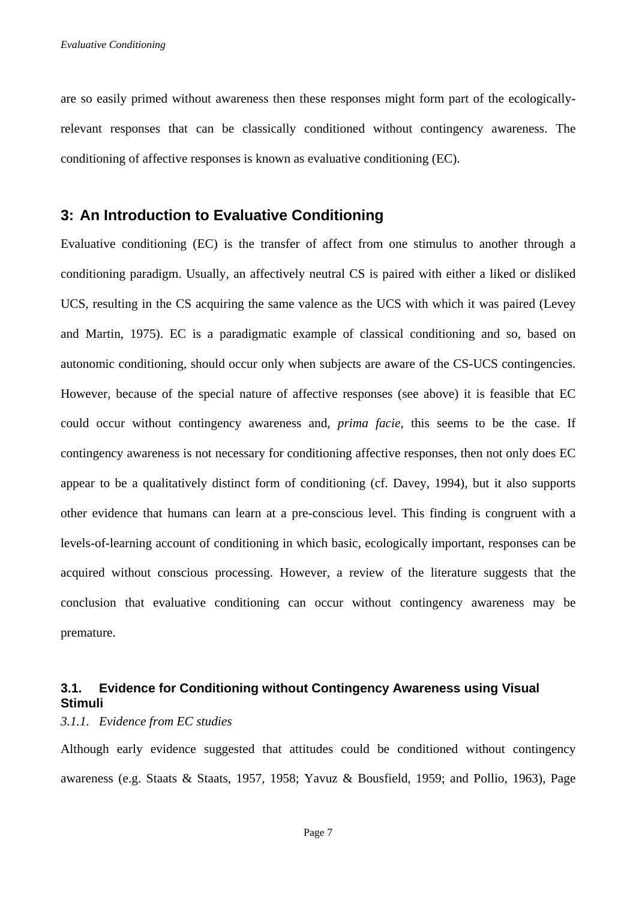are so easily primed without awareness then these responses might form part of the ecologically-relevant responses that can be classically conditioned without contingency awareness. The conditioning of affective responses is known as evaluative conditioning (EC).

## 3: An Introduction to Evaluative Conditioning

Evaluative conditioning (EC) is the transfer of affect from one stimulus to another through a conditioning paradigm. Usually, an affectively neutral CS is paired with either a liked or disliked UCS, resulting in the CS acquiring the same valence as the UCS with which it was paired (Levey and Martin, 1975). EC is a paradigmatic example of classical conditioning and so, based on autonomic conditioning, should occur only when subjects are aware of the CS-UCS contingencies. However, because of the special nature of affective responses (see above) it is feasible that EC could occur without contingency awareness and, *prima facie*, this seems to be the case. If contingency awareness is not necessary for conditioning affective responses, then not only does EC appear to be a qualitatively distinct form of conditioning (cf. Davey, 1994), but it also supports other evidence that humans can learn at a pre-conscious level. This finding is congruent with a levels-of-learning account of conditioning in which basic, ecologically important, responses can be acquired without conscious processing. However, a review of the literature suggests that the conclusion that evaluative conditioning can occur without contingency awareness may be premature.

### 3.1. Evidence for Conditioning without Contingency Awareness using Visual Stimuli

#### *3.1.1. Evidence from EC studies*

Although early evidence suggested that attitudes could be conditioned without contingency awareness (e.g. Staats & Staats, 1957, 1958; Yavuz & Bousfield, 1959; and Pollio, 1963), Page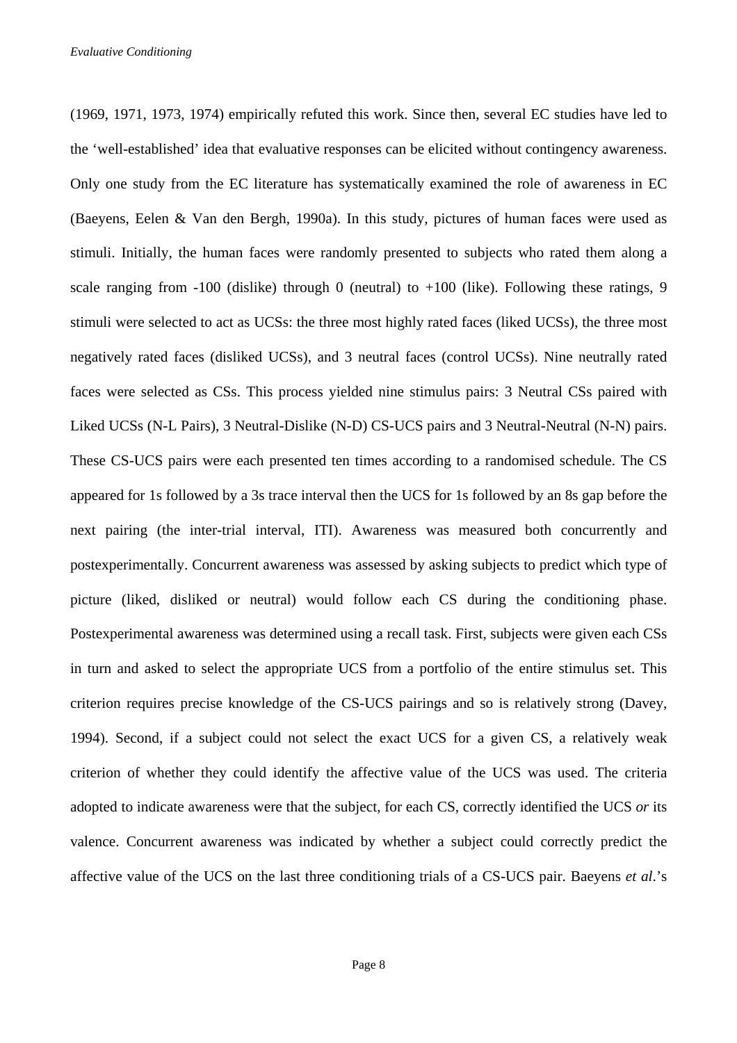(1969, 1971, 1973, 1974) empirically refuted this work. Since then, several EC studies have led to the 'well-established' idea that evaluative responses can be elicited without contingency awareness. Only one study from the EC literature has systematically examined the role of awareness in EC (Baeyens, Eelen & Van den Bergh, 1990a). In this study, pictures of human faces were used as stimuli. Initially, the human faces were randomly presented to subjects who rated them along a scale ranging from -100 (dislike) through 0 (neutral) to +100 (like). Following these ratings, 9 stimuli were selected to act as UCSs: the three most highly rated faces (liked UCSs), the three most negatively rated faces (disliked UCSs), and 3 neutral faces (control UCSs). Nine neutrally rated faces were selected as CSs. This process yielded nine stimulus pairs: 3 Neutral CSs paired with Liked UCSs (N-L Pairs), 3 Neutral-Dislike (N-D) CS-UCS pairs and 3 Neutral-Neutral (N-N) pairs. These CS-UCS pairs were each presented ten times according to a randomised schedule. The CS appeared for 1s followed by a 3s trace interval then the UCS for 1s followed by an 8s gap before the next pairing (the inter-trial interval, ITI). Awareness was measured both concurrently and postexperimentally. Concurrent awareness was assessed by asking subjects to predict which type of picture (liked, disliked or neutral) would follow each CS during the conditioning phase. Postexperimental awareness was determined using a recall task. First, subjects were given each CSs in turn and asked to select the appropriate UCS from a portfolio of the entire stimulus set. This criterion requires precise knowledge of the CS-UCS pairings and so is relatively strong (Davey, 1994). Second, if a subject could not select the exact UCS for a given CS, a relatively weak criterion of whether they could identify the affective value of the UCS was used. The criteria adopted to indicate awareness were that the subject, for each CS, correctly identified the UCS *or* its valence. Concurrent awareness was indicated by whether a subject could correctly predict the affective value of the UCS on the last three conditioning trials of a CS-UCS pair. Baeyens *et al*.'s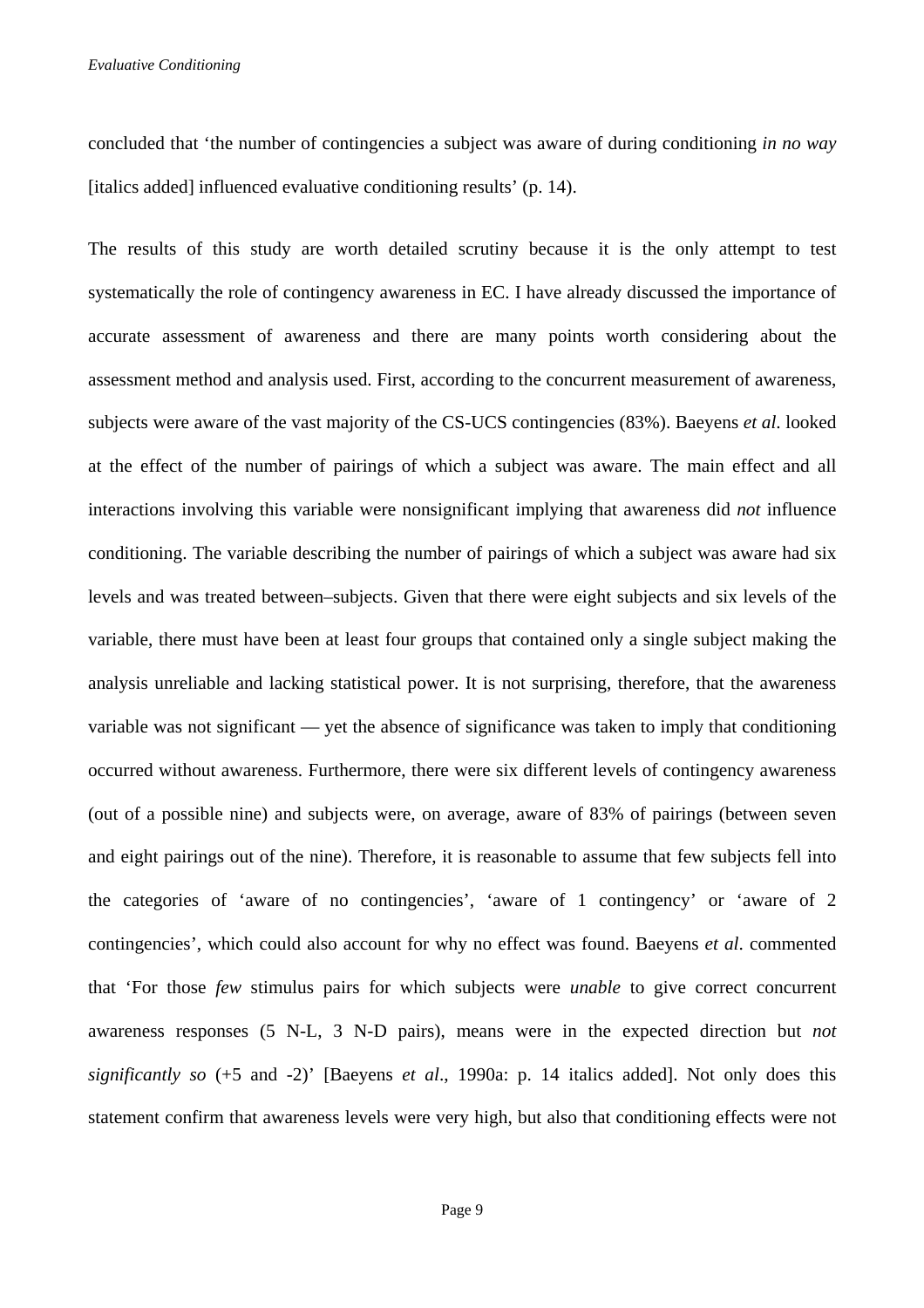concluded that ‘the number of contingencies a subject was aware of during conditioning *in no way* [italics added] influenced evaluative conditioning results’ (p. 14).

The results of this study are worth detailed scrutiny because it is the only attempt to test systematically the role of contingency awareness in EC. I have already discussed the importance of accurate assessment of awareness and there are many points worth considering about the assessment method and analysis used. First, according to the concurrent measurement of awareness, subjects were aware of the vast majority of the CS-UCS contingencies (83%). Baeyens *et al*. looked at the effect of the number of pairings of which a subject was aware. The main effect and all interactions involving this variable were nonsignificant implying that awareness did *not* influence conditioning. The variable describing the number of pairings of which a subject was aware had six levels and was treated between–subjects. Given that there were eight subjects and six levels of the variable, there must have been at least four groups that contained only a single subject making the analysis unreliable and lacking statistical power. It is not surprising, therefore, that the awareness variable was not significant — yet the absence of significance was taken to imply that conditioning occurred without awareness. Furthermore, there were six different levels of contingency awareness (out of a possible nine) and subjects were, on average, aware of 83% of pairings (between seven and eight pairings out of the nine). Therefore, it is reasonable to assume that few subjects fell into the categories of ‘aware of no contingencies’, ‘aware of 1 contingency’ or ‘aware of 2 contingencies’, which could also account for why no effect was found. Baeyens *et al*. commented that ‘For those *few* stimulus pairs for which subjects were *unable* to give correct concurrent awareness responses (5 N-L, 3 N-D pairs), means were in the expected direction but *not significantly so* (+5 and -2)’ [Baeyens *et al*., 1990a: p. 14 italics added]. Not only does this statement confirm that awareness levels were very high, but also that conditioning effects were not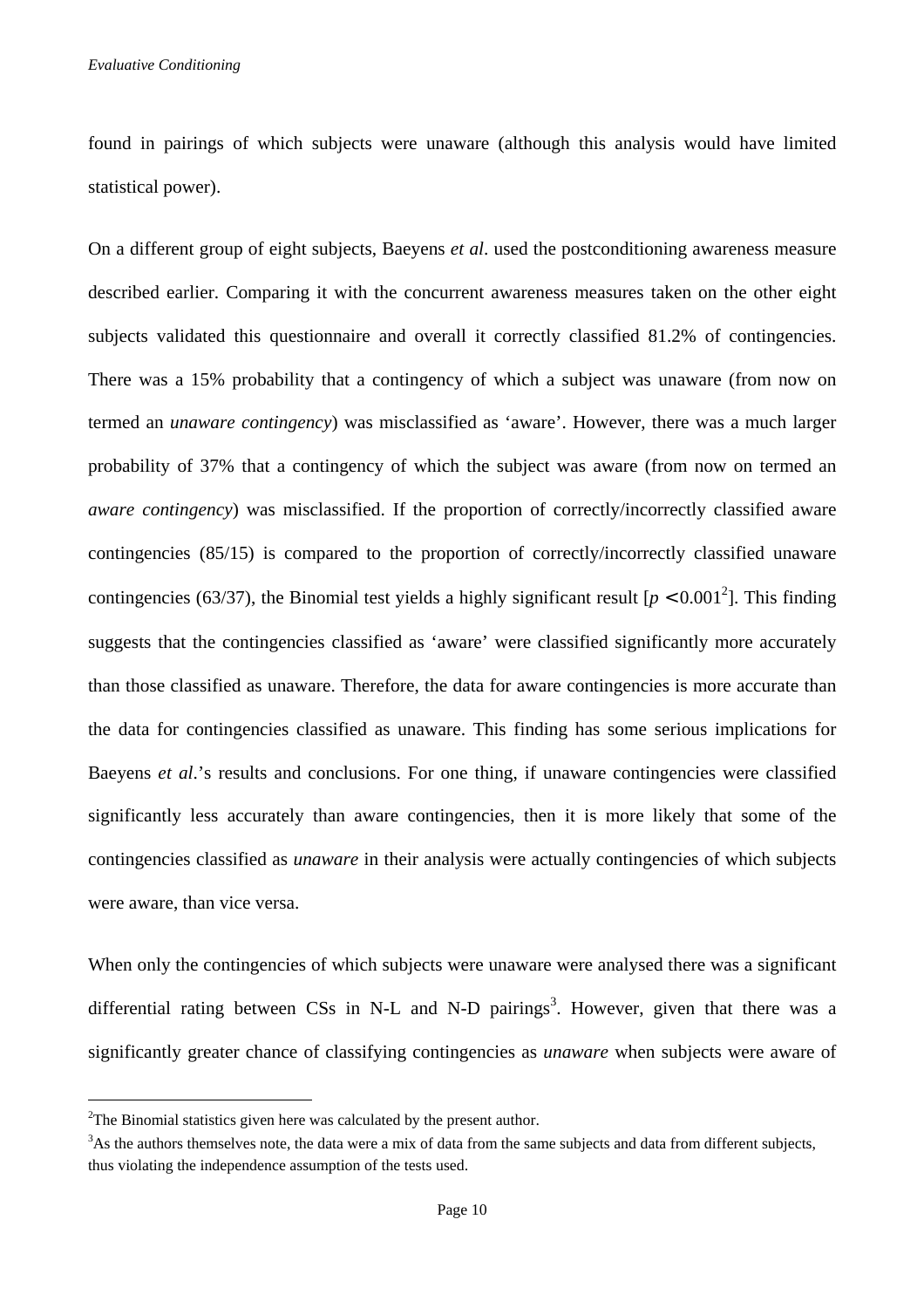found in pairings of which subjects were unaware (although this analysis would have limited statistical power).

On a different group of eight subjects, Baeyens *et al*. used the postconditioning awareness measure described earlier. Comparing it with the concurrent awareness measures taken on the other eight subjects validated this questionnaire and overall it correctly classified 81.2% of contingencies. There was a 15% probability that a contingency of which a subject was unaware (from now on termed an *unaware contingency*) was misclassified as 'aware'. However, there was a much larger probability of 37% that a contingency of which the subject was aware (from now on termed an *aware contingency*) was misclassified. If the proportion of correctly/incorrectly classified aware contingencies (85/15) is compared to the proportion of correctly/incorrectly classified unaware contingencies (63/37), the Binomial test yields a highly significant result [$p < 0.001$[2]]. This finding suggests that the contingencies classified as 'aware' were classified significantly more accurately than those classified as unaware. Therefore, the data for aware contingencies is more accurate than the data for contingencies classified as unaware. This finding has some serious implications for Baeyens *et al*.'s results and conclusions. For one thing, if unaware contingencies were classified significantly less accurately than aware contingencies, then it is more likely that some of the contingencies classified as *unaware* in their analysis were actually contingencies of which subjects were aware, than vice versa.

When only the contingencies of which subjects were unaware were analysed there was a significant differential rating between CSs in N-L and N-D pairings[3]. However, given that there was a significantly greater chance of classifying contingencies as *unaware* when subjects were aware of

---

[2]The Binomial statistics given here was calculated by the present author.

[3]As the authors themselves note, the data were a mix of data from the same subjects and data from different subjects, thus violating the independence assumption of the tests used.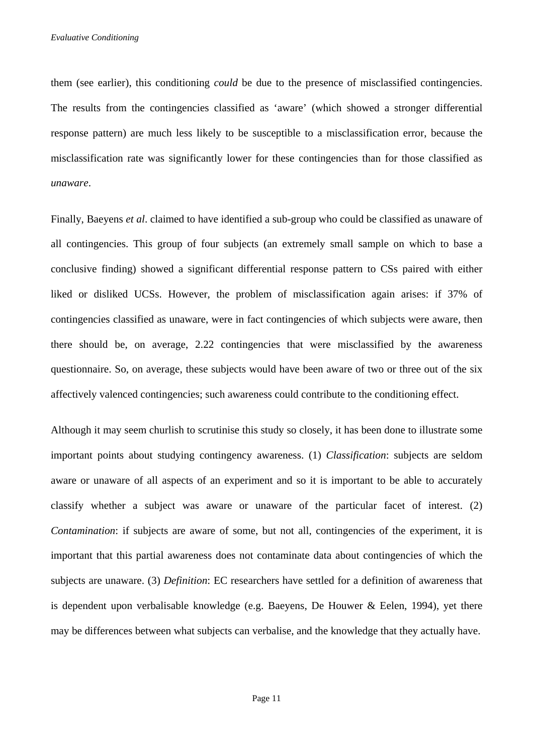them (see earlier), this conditioning *could* be due to the presence of misclassified contingencies. The results from the contingencies classified as 'aware' (which showed a stronger differential response pattern) are much less likely to be susceptible to a misclassification error, because the misclassification rate was significantly lower for these contingencies than for those classified as *unaware*.

Finally, Baeyens *et al*. claimed to have identified a sub-group who could be classified as unaware of all contingencies. This group of four subjects (an extremely small sample on which to base a conclusive finding) showed a significant differential response pattern to CSs paired with either liked or disliked UCSs. However, the problem of misclassification again arises: if 37% of contingencies classified as unaware, were in fact contingencies of which subjects were aware, then there should be, on average, 2.22 contingencies that were misclassified by the awareness questionnaire. So, on average, these subjects would have been aware of two or three out of the six affectively valenced contingencies; such awareness could contribute to the conditioning effect.

Although it may seem churlish to scrutinise this study so closely, it has been done to illustrate some important points about studying contingency awareness. (1) *Classification*: subjects are seldom aware or unaware of all aspects of an experiment and so it is important to be able to accurately classify whether a subject was aware or unaware of the particular facet of interest. (2) *Contamination*: if subjects are aware of some, but not all, contingencies of the experiment, it is important that this partial awareness does not contaminate data about contingencies of which the subjects are unaware. (3) *Definition*: EC researchers have settled for a definition of awareness that is dependent upon verbalisable knowledge (e.g. Baeyens, De Houwer & Eelen, 1994), yet there may be differences between what subjects can verbalise, and the knowledge that they actually have.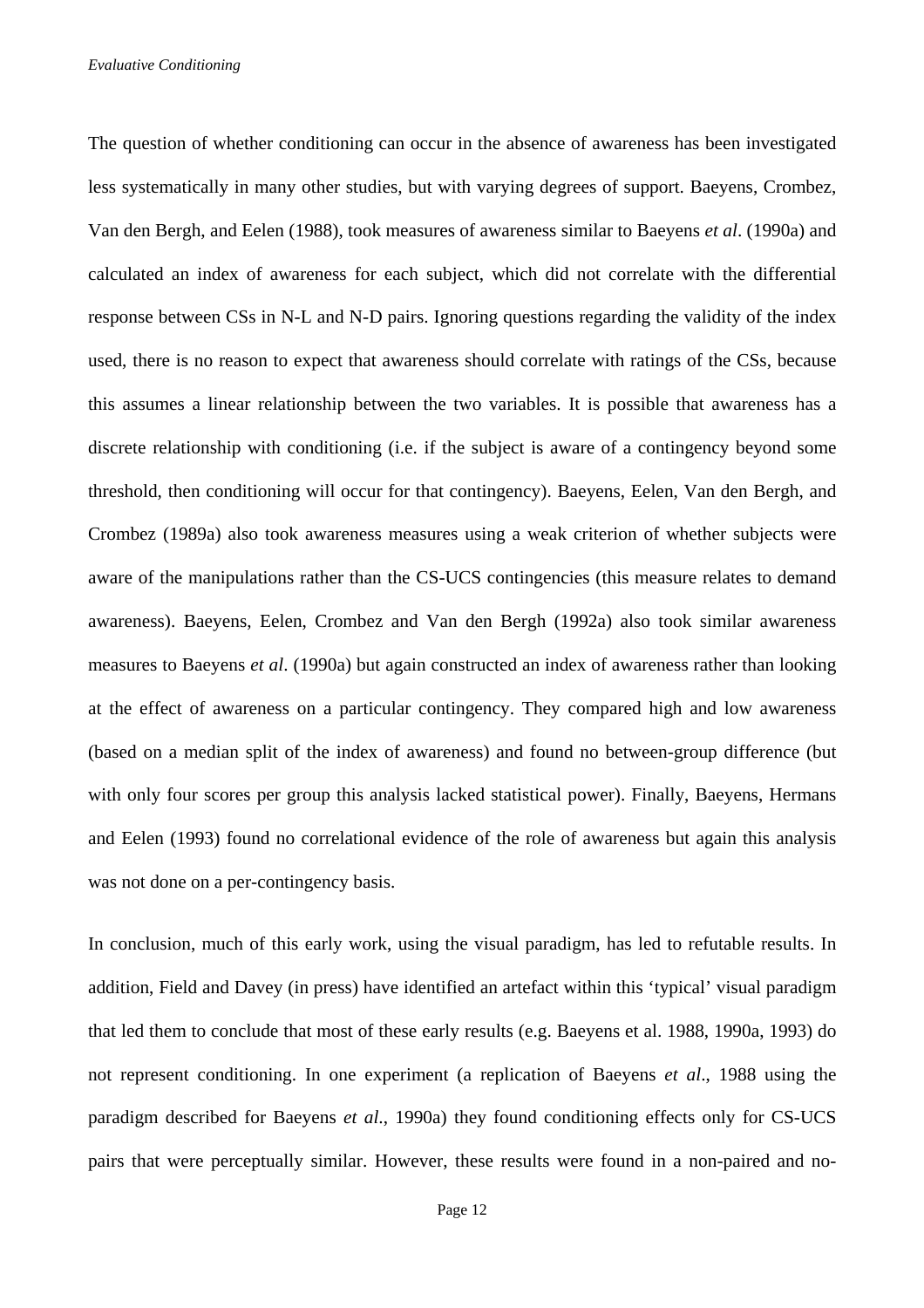The question of whether conditioning can occur in the absence of awareness has been investigated less systematically in many other studies, but with varying degrees of support. Baeyens, Crombez, Van den Bergh, and Eelen (1988), took measures of awareness similar to Baeyens *et al*. (1990a) and calculated an index of awareness for each subject, which did not correlate with the differential response between CSs in N-L and N-D pairs. Ignoring questions regarding the validity of the index used, there is no reason to expect that awareness should correlate with ratings of the CSs, because this assumes a linear relationship between the two variables. It is possible that awareness has a discrete relationship with conditioning (i.e. if the subject is aware of a contingency beyond some threshold, then conditioning will occur for that contingency). Baeyens, Eelen, Van den Bergh, and Crombez (1989a) also took awareness measures using a weak criterion of whether subjects were aware of the manipulations rather than the CS-UCS contingencies (this measure relates to demand awareness). Baeyens, Eelen, Crombez and Van den Bergh (1992a) also took similar awareness measures to Baeyens *et al*. (1990a) but again constructed an index of awareness rather than looking at the effect of awareness on a particular contingency. They compared high and low awareness (based on a median split of the index of awareness) and found no between-group difference (but with only four scores per group this analysis lacked statistical power). Finally, Baeyens, Hermans and Eelen (1993) found no correlational evidence of the role of awareness but again this analysis was not done on a per-contingency basis.

In conclusion, much of this early work, using the visual paradigm, has led to refutable results. In addition, Field and Davey (in press) have identified an artefact within this 'typical' visual paradigm that led them to conclude that most of these early results (e.g. Baeyens et al. 1988, 1990a, 1993) do not represent conditioning. In one experiment (a replication of Baeyens *et al*., 1988 using the paradigm described for Baeyens *et al*., 1990a) they found conditioning effects only for CS-UCS pairs that were perceptually similar. However, these results were found in a non-paired and no-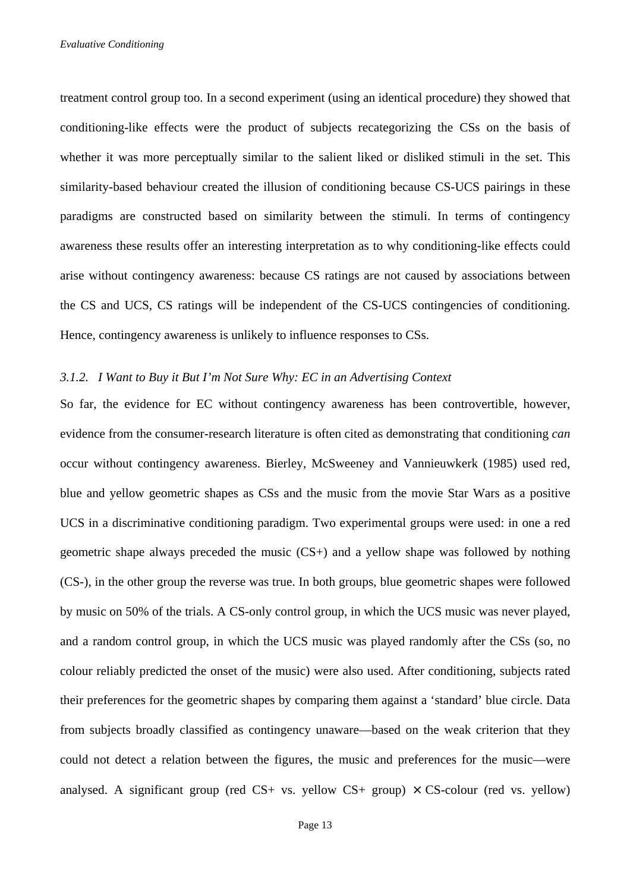treatment control group too. In a second experiment (using an identical procedure) they showed that conditioning-like effects were the product of subjects recategorizing the CSs on the basis of whether it was more perceptually similar to the salient liked or disliked stimuli in the set. This similarity-based behaviour created the illusion of conditioning because CS-UCS pairings in these paradigms are constructed based on similarity between the stimuli. In terms of contingency awareness these results offer an interesting interpretation as to why conditioning-like effects could arise without contingency awareness: because CS ratings are not caused by associations between the CS and UCS, CS ratings will be independent of the CS-UCS contingencies of conditioning. Hence, contingency awareness is unlikely to influence responses to CSs.

### *3.1.2. I Want to Buy it But I'm Not Sure Why: EC in an Advertising Context*

So far, the evidence for EC without contingency awareness has been controvertible, however, evidence from the consumer-research literature is often cited as demonstrating that conditioning *can* occur without contingency awareness. Bierley, McSweeney and Vannieuwkerk (1985) used red, blue and yellow geometric shapes as CSs and the music from the movie Star Wars as a positive UCS in a discriminative conditioning paradigm. Two experimental groups were used: in one a red geometric shape always preceded the music (CS+) and a yellow shape was followed by nothing (CS-), in the other group the reverse was true. In both groups, blue geometric shapes were followed by music on 50% of the trials. A CS-only control group, in which the UCS music was never played, and a random control group, in which the UCS music was played randomly after the CSs (so, no colour reliably predicted the onset of the music) were also used. After conditioning, subjects rated their preferences for the geometric shapes by comparing them against a 'standard' blue circle. Data from subjects broadly classified as contingency unaware—based on the weak criterion that they could not detect a relation between the figures, the music and preferences for the music—were analysed. A significant group (red CS+ vs. yellow CS+ group) × CS-colour (red vs. yellow)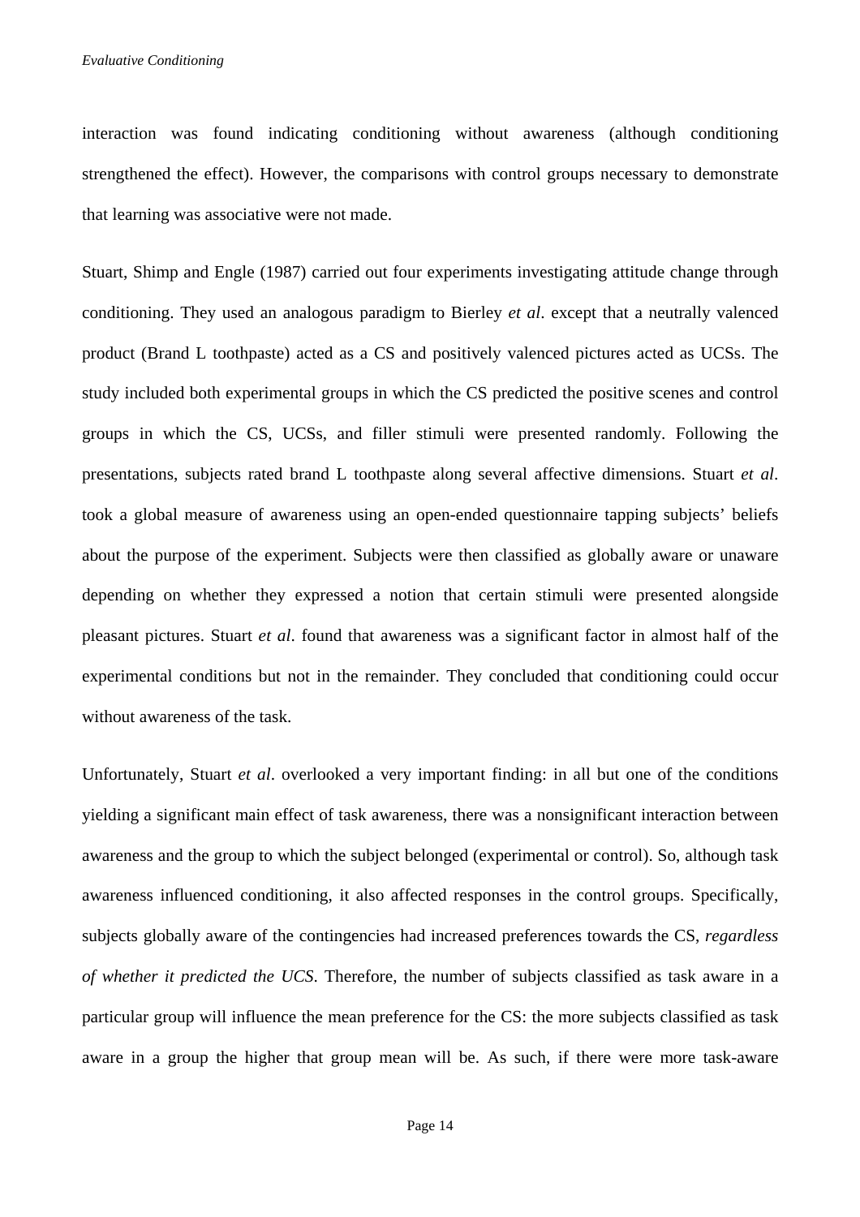interaction was found indicating conditioning without awareness (although conditioning strengthened the effect). However, the comparisons with control groups necessary to demonstrate that learning was associative were not made.

Stuart, Shimp and Engle (1987) carried out four experiments investigating attitude change through conditioning. They used an analogous paradigm to Bierley *et al*. except that a neutrally valenced product (Brand L toothpaste) acted as a CS and positively valenced pictures acted as UCSs. The study included both experimental groups in which the CS predicted the positive scenes and control groups in which the CS, UCSs, and filler stimuli were presented randomly. Following the presentations, subjects rated brand L toothpaste along several affective dimensions. Stuart *et al*. took a global measure of awareness using an open-ended questionnaire tapping subjects' beliefs about the purpose of the experiment. Subjects were then classified as globally aware or unaware depending on whether they expressed a notion that certain stimuli were presented alongside pleasant pictures. Stuart *et al*. found that awareness was a significant factor in almost half of the experimental conditions but not in the remainder. They concluded that conditioning could occur without awareness of the task.

Unfortunately, Stuart *et al*. overlooked a very important finding: in all but one of the conditions yielding a significant main effect of task awareness, there was a nonsignificant interaction between awareness and the group to which the subject belonged (experimental or control). So, although task awareness influenced conditioning, it also affected responses in the control groups. Specifically, subjects globally aware of the contingencies had increased preferences towards the CS, *regardless of whether it predicted the UCS*. Therefore, the number of subjects classified as task aware in a particular group will influence the mean preference for the CS: the more subjects classified as task aware in a group the higher that group mean will be. As such, if there were more task-aware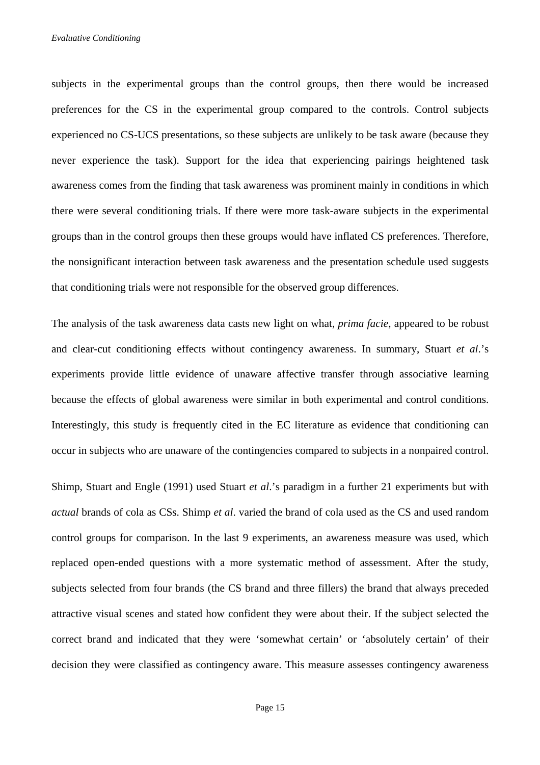subjects in the experimental groups than the control groups, then there would be increased preferences for the CS in the experimental group compared to the controls. Control subjects experienced no CS-UCS presentations, so these subjects are unlikely to be task aware (because they never experience the task). Support for the idea that experiencing pairings heightened task awareness comes from the finding that task awareness was prominent mainly in conditions in which there were several conditioning trials. If there were more task-aware subjects in the experimental groups than in the control groups then these groups would have inflated CS preferences. Therefore, the nonsignificant interaction between task awareness and the presentation schedule used suggests that conditioning trials were not responsible for the observed group differences.

The analysis of the task awareness data casts new light on what, *prima facie*, appeared to be robust and clear-cut conditioning effects without contingency awareness. In summary, Stuart *et al*.'s experiments provide little evidence of unaware affective transfer through associative learning because the effects of global awareness were similar in both experimental and control conditions. Interestingly, this study is frequently cited in the EC literature as evidence that conditioning can occur in subjects who are unaware of the contingencies compared to subjects in a nonpaired control.

Shimp, Stuart and Engle (1991) used Stuart *et al*.'s paradigm in a further 21 experiments but with *actual* brands of cola as CSs. Shimp *et al*. varied the brand of cola used as the CS and used random control groups for comparison. In the last 9 experiments, an awareness measure was used, which replaced open-ended questions with a more systematic method of assessment. After the study, subjects selected from four brands (the CS brand and three fillers) the brand that always preceded attractive visual scenes and stated how confident they were about their. If the subject selected the correct brand and indicated that they were 'somewhat certain' or 'absolutely certain' of their decision they were classified as contingency aware. This measure assesses contingency awareness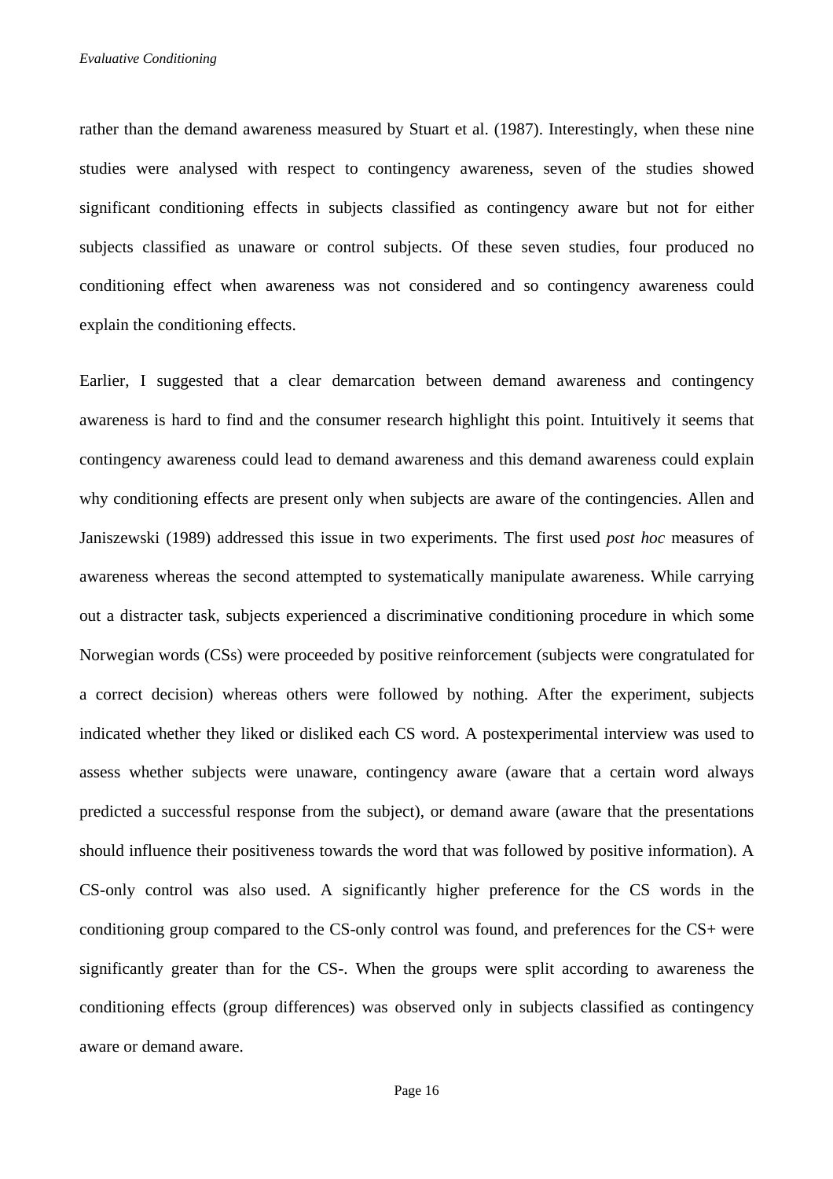rather than the demand awareness measured by Stuart et al. (1987). Interestingly, when these nine studies were analysed with respect to contingency awareness, seven of the studies showed significant conditioning effects in subjects classified as contingency aware but not for either subjects classified as unaware or control subjects. Of these seven studies, four produced no conditioning effect when awareness was not considered and so contingency awareness could explain the conditioning effects.

Earlier, I suggested that a clear demarcation between demand awareness and contingency awareness is hard to find and the consumer research highlight this point. Intuitively it seems that contingency awareness could lead to demand awareness and this demand awareness could explain why conditioning effects are present only when subjects are aware of the contingencies. Allen and Janiszewski (1989) addressed this issue in two experiments. The first used *post hoc* measures of awareness whereas the second attempted to systematically manipulate awareness. While carrying out a distracter task, subjects experienced a discriminative conditioning procedure in which some Norwegian words (CSs) were proceeded by positive reinforcement (subjects were congratulated for a correct decision) whereas others were followed by nothing. After the experiment, subjects indicated whether they liked or disliked each CS word. A postexperimental interview was used to assess whether subjects were unaware, contingency aware (aware that a certain word always predicted a successful response from the subject), or demand aware (aware that the presentations should influence their positiveness towards the word that was followed by positive information). A CS-only control was also used. A significantly higher preference for the CS words in the conditioning group compared to the CS-only control was found, and preferences for the CS+ were significantly greater than for the CS-. When the groups were split according to awareness the conditioning effects (group differences) was observed only in subjects classified as contingency aware or demand aware.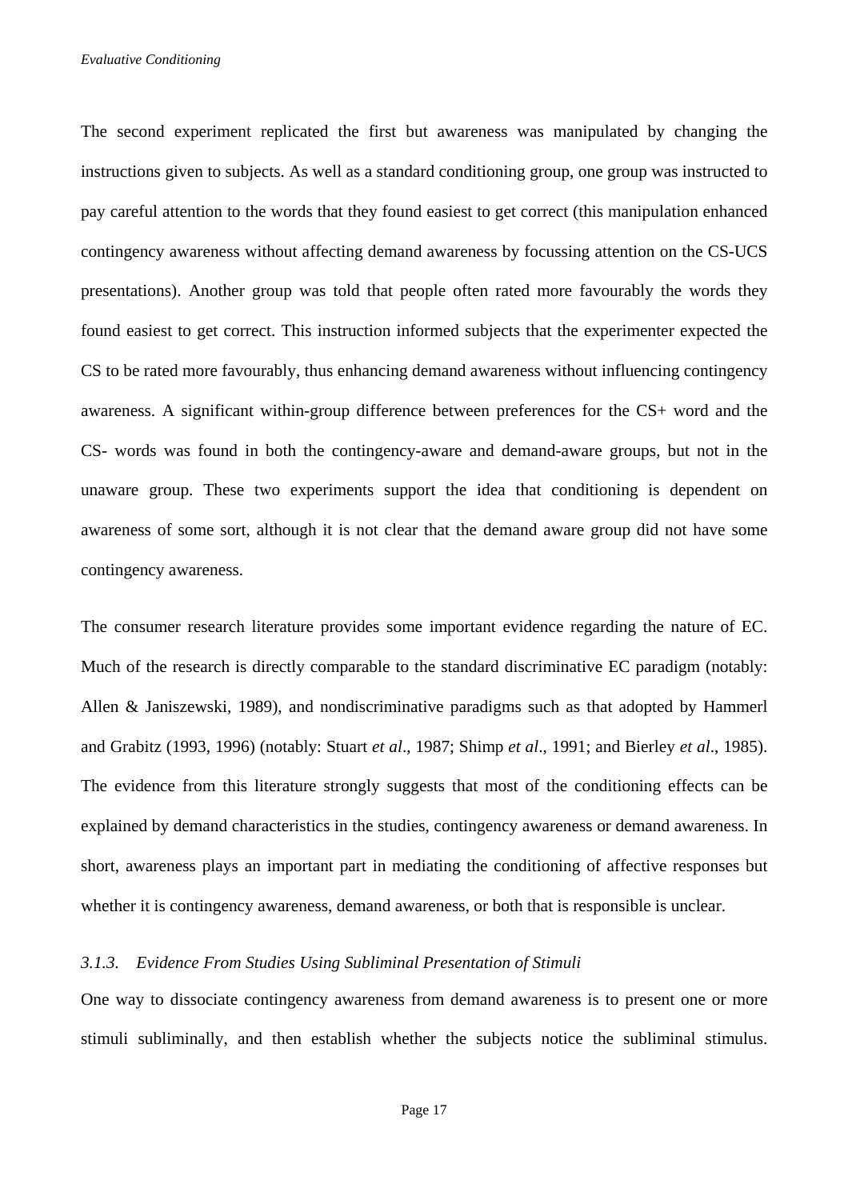The second experiment replicated the first but awareness was manipulated by changing the instructions given to subjects. As well as a standard conditioning group, one group was instructed to pay careful attention to the words that they found easiest to get correct (this manipulation enhanced contingency awareness without affecting demand awareness by focussing attention on the CS-UCS presentations). Another group was told that people often rated more favourably the words they found easiest to get correct. This instruction informed subjects that the experimenter expected the CS to be rated more favourably, thus enhancing demand awareness without influencing contingency awareness. A significant within-group difference between preferences for the CS+ word and the CS- words was found in both the contingency-aware and demand-aware groups, but not in the unaware group. These two experiments support the idea that conditioning is dependent on awareness of some sort, although it is not clear that the demand aware group did not have some contingency awareness.

The consumer research literature provides some important evidence regarding the nature of EC. Much of the research is directly comparable to the standard discriminative EC paradigm (notably: Allen & Janiszewski, 1989), and nondiscriminative paradigms such as that adopted by Hammerl and Grabitz (1993, 1996) (notably: Stuart *et al*., 1987; Shimp *et al*., 1991; and Bierley *et al*., 1985). The evidence from this literature strongly suggests that most of the conditioning effects can be explained by demand characteristics in the studies, contingency awareness or demand awareness. In short, awareness plays an important part in mediating the conditioning of affective responses but whether it is contingency awareness, demand awareness, or both that is responsible is unclear.

### *3.1.3. Evidence From Studies Using Subliminal Presentation of Stimuli*

One way to dissociate contingency awareness from demand awareness is to present one or more stimuli subliminally, and then establish whether the subjects notice the subliminal stimulus.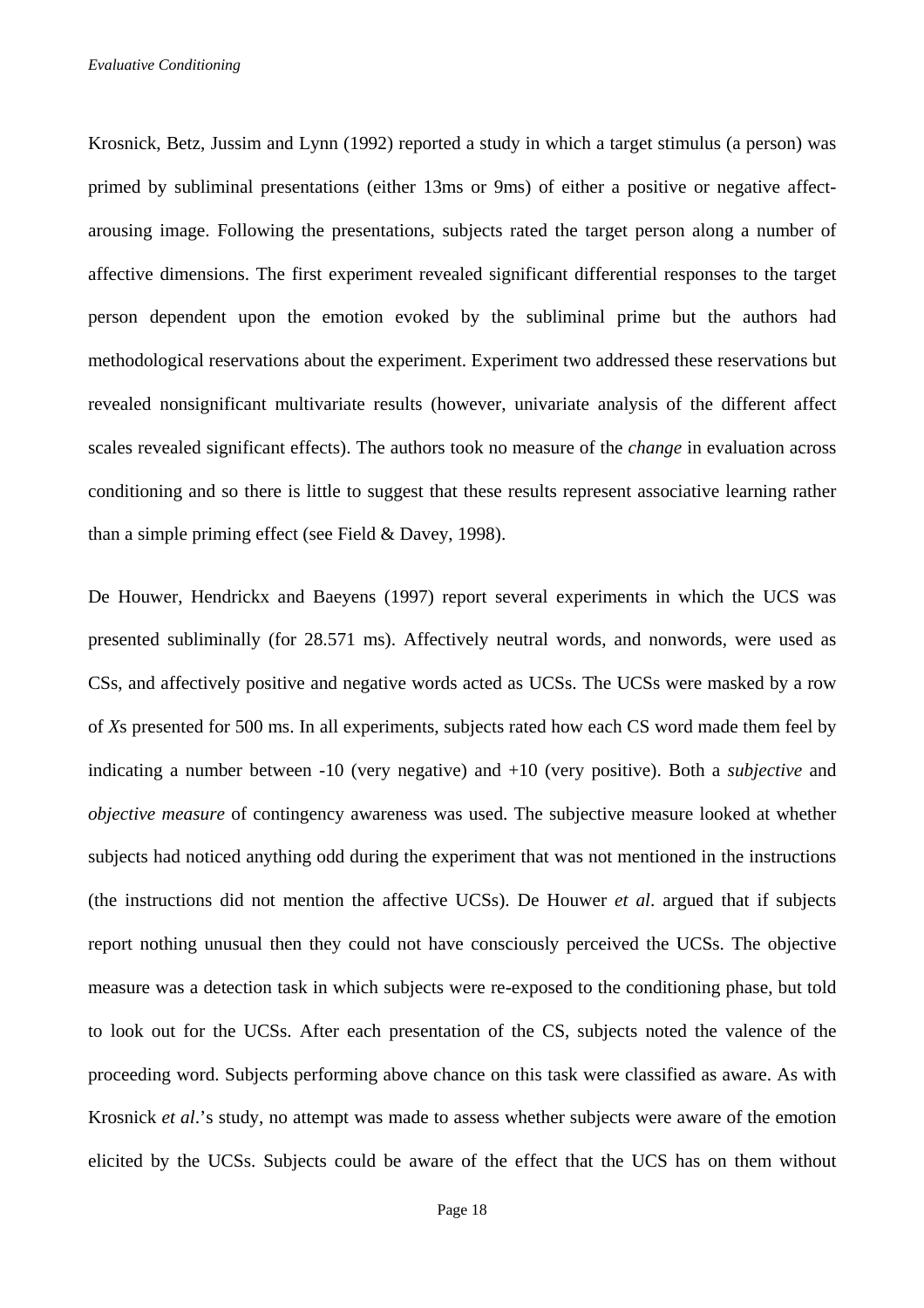Krosnick, Betz, Jussim and Lynn (1992) reported a study in which a target stimulus (a person) was primed by subliminal presentations (either 13ms or 9ms) of either a positive or negative affect-arousing image. Following the presentations, subjects rated the target person along a number of affective dimensions. The first experiment revealed significant differential responses to the target person dependent upon the emotion evoked by the subliminal prime but the authors had methodological reservations about the experiment. Experiment two addressed these reservations but revealed nonsignificant multivariate results (however, univariate analysis of the different affect scales revealed significant effects). The authors took no measure of the *change* in evaluation across conditioning and so there is little to suggest that these results represent associative learning rather than a simple priming effect (see Field & Davey, 1998).

De Houwer, Hendrickx and Baeyens (1997) report several experiments in which the UCS was presented subliminally (for 28.571 ms). Affectively neutral words, and nonwords, were used as CSs, and affectively positive and negative words acted as UCSs. The UCSs were masked by a row of *X*s presented for 500 ms. In all experiments, subjects rated how each CS word made them feel by indicating a number between -10 (very negative) and +10 (very positive). Both a *subjective* and *objective measure* of contingency awareness was used. The subjective measure looked at whether subjects had noticed anything odd during the experiment that was not mentioned in the instructions (the instructions did not mention the affective UCSs). De Houwer *et al*. argued that if subjects report nothing unusual then they could not have consciously perceived the UCSs. The objective measure was a detection task in which subjects were re-exposed to the conditioning phase, but told to look out for the UCSs. After each presentation of the CS, subjects noted the valence of the proceeding word. Subjects performing above chance on this task were classified as aware. As with Krosnick *et al*.'s study, no attempt was made to assess whether subjects were aware of the emotion elicited by the UCSs. Subjects could be aware of the effect that the UCS has on them without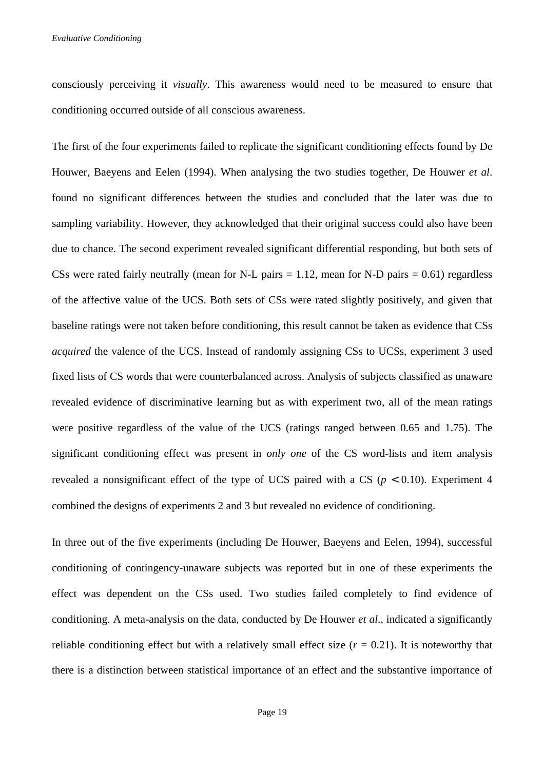consciously perceiving it *visually*. This awareness would need to be measured to ensure that conditioning occurred outside of all conscious awareness.

The first of the four experiments failed to replicate the significant conditioning effects found by De Houwer, Baeyens and Eelen (1994). When analysing the two studies together, De Houwer *et al*. found no significant differences between the studies and concluded that the later was due to sampling variability. However, they acknowledged that their original success could also have been due to chance. The second experiment revealed significant differential responding, but both sets of CSs were rated fairly neutrally (mean for N-L pairs = 1.12, mean for N-D pairs = 0.61) regardless of the affective value of the UCS. Both sets of CSs were rated slightly positively, and given that baseline ratings were not taken before conditioning, this result cannot be taken as evidence that CSs *acquired* the valence of the UCS. Instead of randomly assigning CSs to UCSs, experiment 3 used fixed lists of CS words that were counterbalanced across. Analysis of subjects classified as unaware revealed evidence of discriminative learning but as with experiment two, all of the mean ratings were positive regardless of the value of the UCS (ratings ranged between 0.65 and 1.75). The significant conditioning effect was present in *only one* of the CS word-lists and item analysis revealed a nonsignificant effect of the type of UCS paired with a CS ($p < 0.10$). Experiment 4 combined the designs of experiments 2 and 3 but revealed no evidence of conditioning.

In three out of the five experiments (including De Houwer, Baeyens and Eelen, 1994), successful conditioning of contingency-unaware subjects was reported but in one of these experiments the effect was dependent on the CSs used. Two studies failed completely to find evidence of conditioning. A meta-analysis on the data, conducted by De Houwer *et al*., indicated a significantly reliable conditioning effect but with a relatively small effect size ($r = 0.21$). It is noteworthy that there is a distinction between statistical importance of an effect and the substantive importance of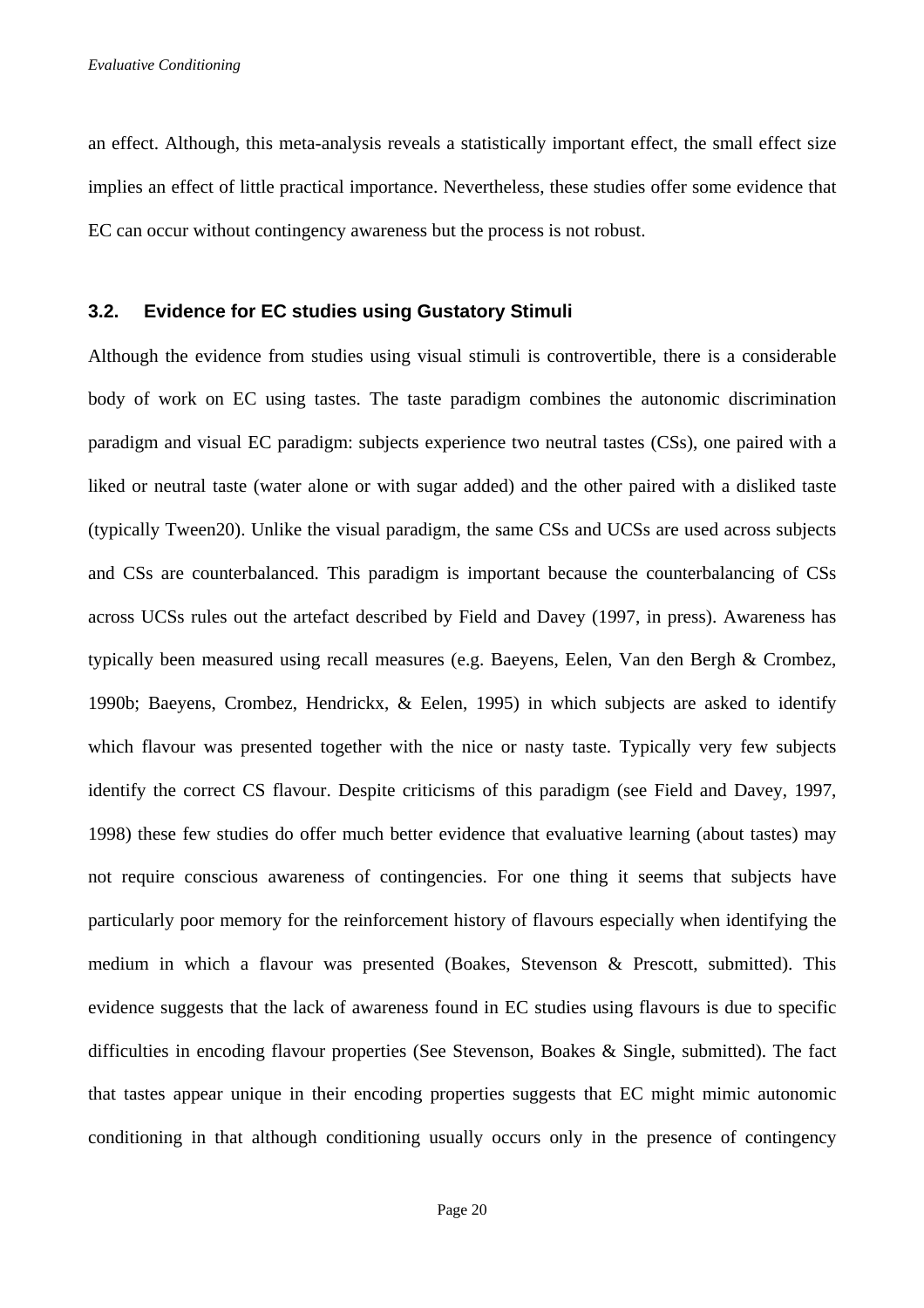an effect. Although, this meta-analysis reveals a statistically important effect, the small effect size implies an effect of little practical importance. Nevertheless, these studies offer some evidence that EC can occur without contingency awareness but the process is not robust.

### 3.2. Evidence for EC studies using Gustatory Stimuli

Although the evidence from studies using visual stimuli is controvertible, there is a considerable body of work on EC using tastes. The taste paradigm combines the autonomic discrimination paradigm and visual EC paradigm: subjects experience two neutral tastes (CSs), one paired with a liked or neutral taste (water alone or with sugar added) and the other paired with a disliked taste (typically Tween20). Unlike the visual paradigm, the same CSs and UCSs are used across subjects and CSs are counterbalanced. This paradigm is important because the counterbalancing of CSs across UCSs rules out the artefact described by Field and Davey (1997, in press). Awareness has typically been measured using recall measures (e.g. Baeyens, Eelen, Van den Bergh & Crombez, 1990b; Baeyens, Crombez, Hendrickx, & Eelen, 1995) in which subjects are asked to identify which flavour was presented together with the nice or nasty taste. Typically very few subjects identify the correct CS flavour. Despite criticisms of this paradigm (see Field and Davey, 1997, 1998) these few studies do offer much better evidence that evaluative learning (about tastes) may not require conscious awareness of contingencies. For one thing it seems that subjects have particularly poor memory for the reinforcement history of flavours especially when identifying the medium in which a flavour was presented (Boakes, Stevenson & Prescott, submitted). This evidence suggests that the lack of awareness found in EC studies using flavours is due to specific difficulties in encoding flavour properties (See Stevenson, Boakes & Single, submitted). The fact that tastes appear unique in their encoding properties suggests that EC might mimic autonomic conditioning in that although conditioning usually occurs only in the presence of contingency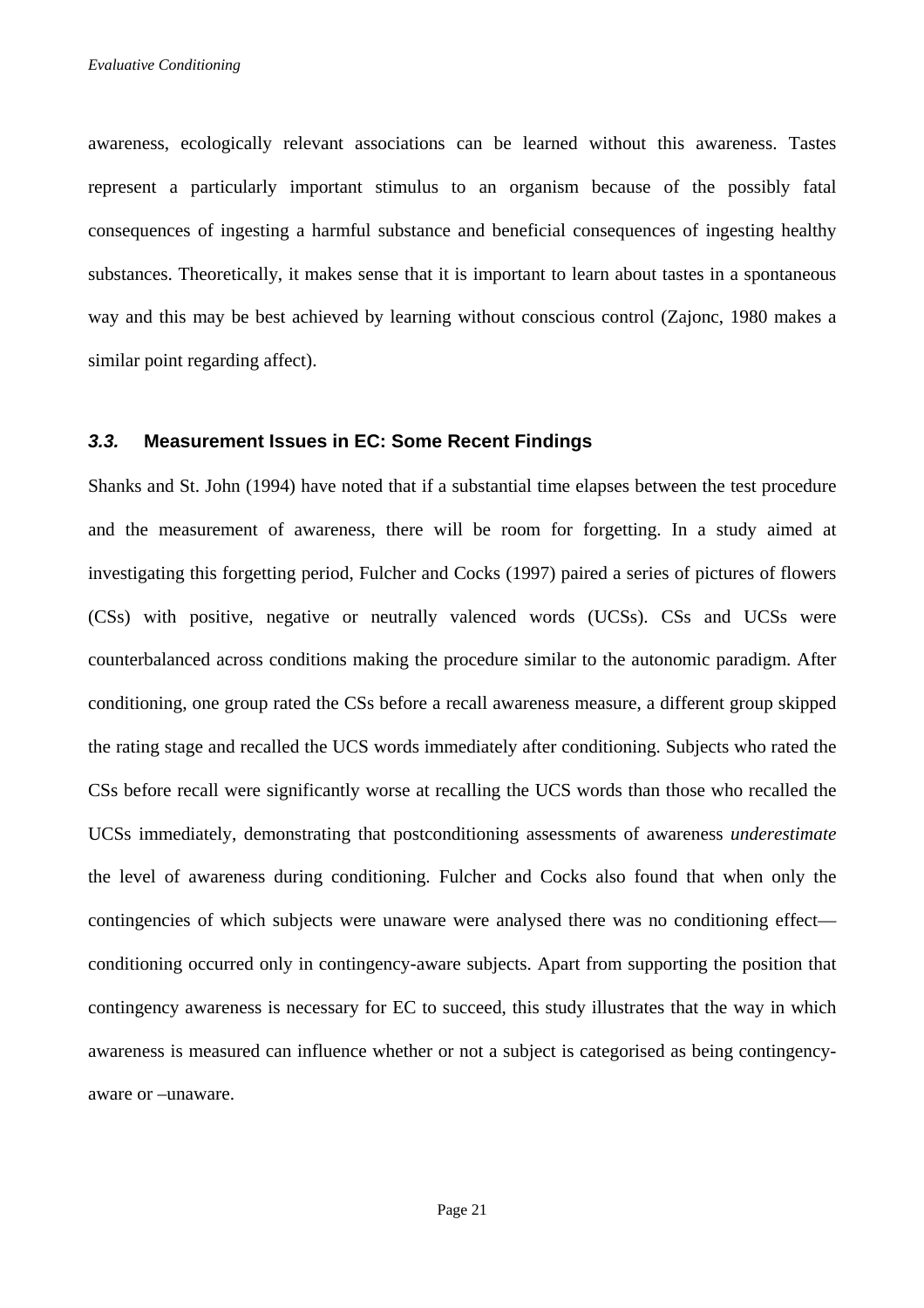awareness, ecologically relevant associations can be learned without this awareness. Tastes represent a particularly important stimulus to an organism because of the possibly fatal consequences of ingesting a harmful substance and beneficial consequences of ingesting healthy substances. Theoretically, it makes sense that it is important to learn about tastes in a spontaneous way and this may be best achieved by learning without conscious control (Zajonc, 1980 makes a similar point regarding affect).

### *3.3.* Measurement Issues in EC: Some Recent Findings

Shanks and St. John (1994) have noted that if a substantial time elapses between the test procedure and the measurement of awareness, there will be room for forgetting. In a study aimed at investigating this forgetting period, Fulcher and Cocks (1997) paired a series of pictures of flowers (CSs) with positive, negative or neutrally valenced words (UCSs). CSs and UCSs were counterbalanced across conditions making the procedure similar to the autonomic paradigm. After conditioning, one group rated the CSs before a recall awareness measure, a different group skipped the rating stage and recalled the UCS words immediately after conditioning. Subjects who rated the CSs before recall were significantly worse at recalling the UCS words than those who recalled the UCSs immediately, demonstrating that postconditioning assessments of awareness *underestimate* the level of awareness during conditioning. Fulcher and Cocks also found that when only the contingencies of which subjects were unaware were analysed there was no conditioning effect—conditioning occurred only in contingency-aware subjects. Apart from supporting the position that contingency awareness is necessary for EC to succeed, this study illustrates that the way in which awareness is measured can influence whether or not a subject is categorised as being contingency-aware or –unaware.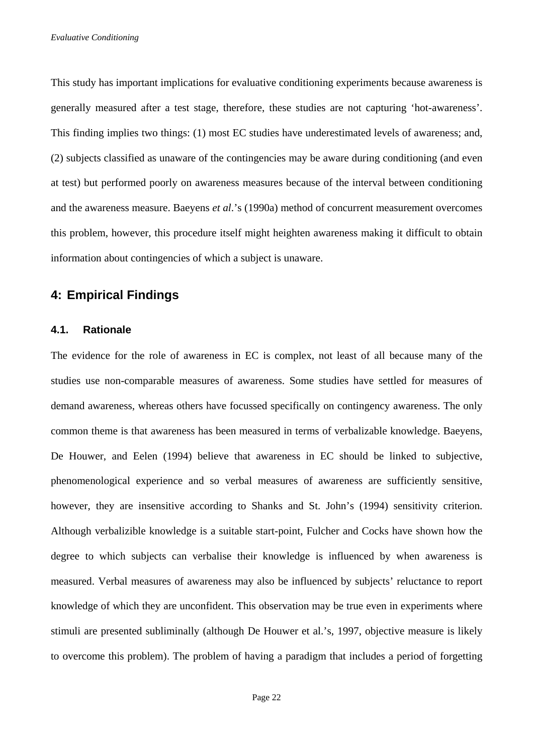This study has important implications for evaluative conditioning experiments because awareness is generally measured after a test stage, therefore, these studies are not capturing 'hot-awareness'. This finding implies two things: (1) most EC studies have underestimated levels of awareness; and, (2) subjects classified as unaware of the contingencies may be aware during conditioning (and even at test) but performed poorly on awareness measures because of the interval between conditioning and the awareness measure. Baeyens *et al*.'s (1990a) method of concurrent measurement overcomes this problem, however, this procedure itself might heighten awareness making it difficult to obtain information about contingencies of which a subject is unaware.

## 4: Empirical Findings

### 4.1. Rationale

The evidence for the role of awareness in EC is complex, not least of all because many of the studies use non-comparable measures of awareness. Some studies have settled for measures of demand awareness, whereas others have focussed specifically on contingency awareness. The only common theme is that awareness has been measured in terms of verbalizable knowledge. Baeyens, De Houwer, and Eelen (1994) believe that awareness in EC should be linked to subjective, phenomenological experience and so verbal measures of awareness are sufficiently sensitive, however, they are insensitive according to Shanks and St. John's (1994) sensitivity criterion. Although verbalizible knowledge is a suitable start-point, Fulcher and Cocks have shown how the degree to which subjects can verbalise their knowledge is influenced by when awareness is measured. Verbal measures of awareness may also be influenced by subjects' reluctance to report knowledge of which they are unconfident. This observation may be true even in experiments where stimuli are presented subliminally (although De Houwer et al.'s, 1997, objective measure is likely to overcome this problem). The problem of having a paradigm that includes a period of forgetting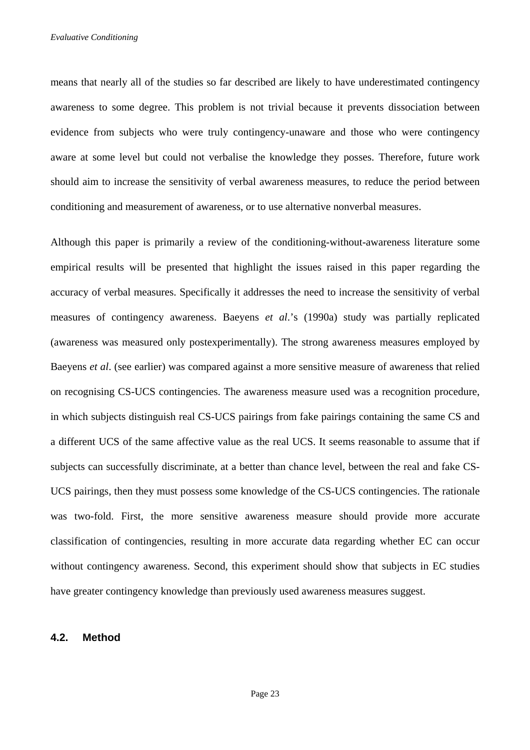means that nearly all of the studies so far described are likely to have underestimated contingency awareness to some degree. This problem is not trivial because it prevents dissociation between evidence from subjects who were truly contingency-unaware and those who were contingency aware at some level but could not verbalise the knowledge they posses. Therefore, future work should aim to increase the sensitivity of verbal awareness measures, to reduce the period between conditioning and measurement of awareness, or to use alternative nonverbal measures.

Although this paper is primarily a review of the conditioning-without-awareness literature some empirical results will be presented that highlight the issues raised in this paper regarding the accuracy of verbal measures. Specifically it addresses the need to increase the sensitivity of verbal measures of contingency awareness. Baeyens *et al*.'s (1990a) study was partially replicated (awareness was measured only postexperimentally). The strong awareness measures employed by Baeyens *et al*. (see earlier) was compared against a more sensitive measure of awareness that relied on recognising CS-UCS contingencies. The awareness measure used was a recognition procedure, in which subjects distinguish real CS-UCS pairings from fake pairings containing the same CS and a different UCS of the same affective value as the real UCS. It seems reasonable to assume that if subjects can successfully discriminate, at a better than chance level, between the real and fake CS-UCS pairings, then they must possess some knowledge of the CS-UCS contingencies. The rationale was two-fold. First, the more sensitive awareness measure should provide more accurate classification of contingencies, resulting in more accurate data regarding whether EC can occur without contingency awareness. Second, this experiment should show that subjects in EC studies have greater contingency knowledge than previously used awareness measures suggest.

## 4.2. Method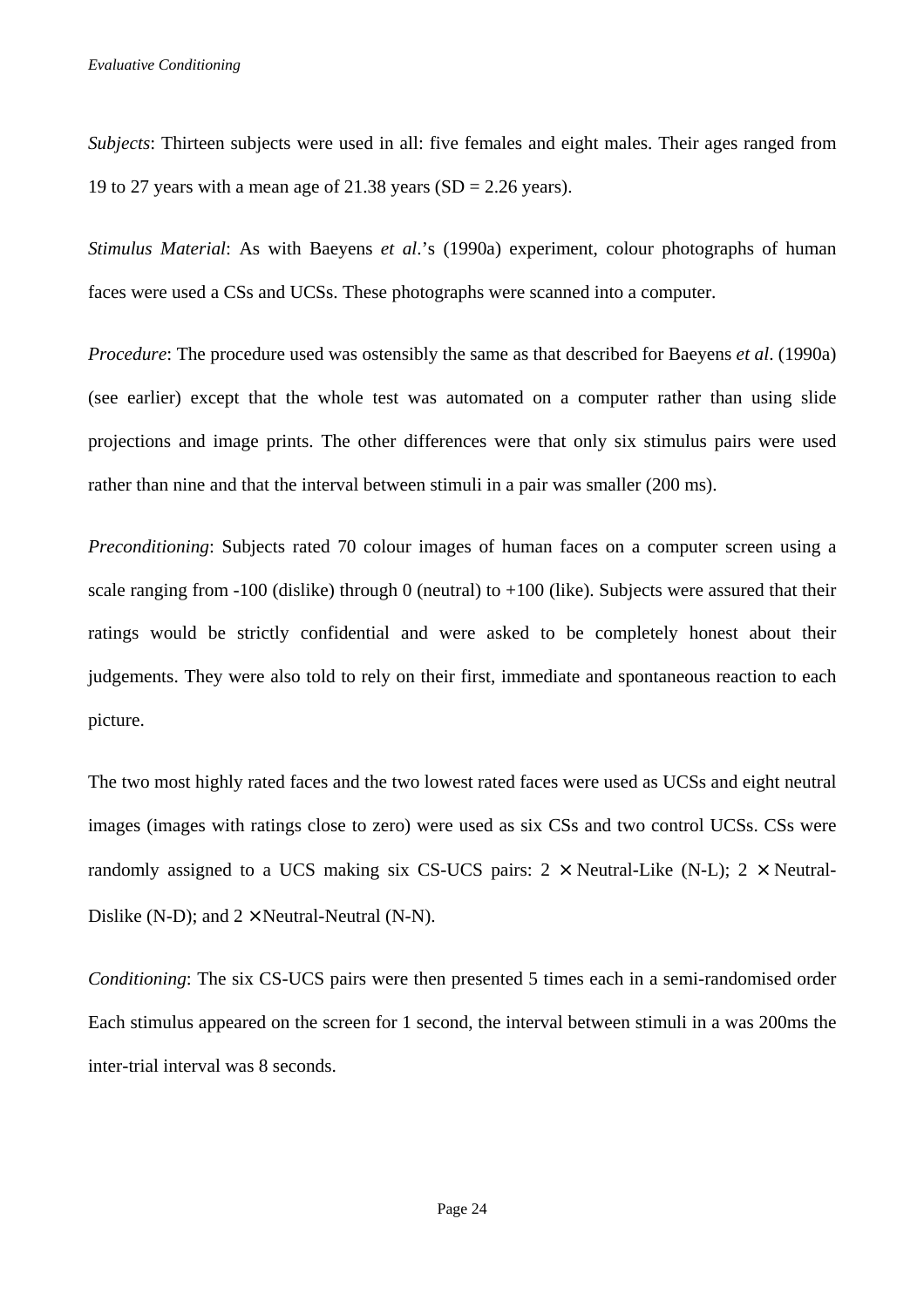*Subjects*: Thirteen subjects were used in all: five females and eight males. Their ages ranged from 19 to 27 years with a mean age of 21.38 years (SD = 2.26 years).

*Stimulus Material*: As with Baeyens *et al*.'s (1990a) experiment, colour photographs of human faces were used a CSs and UCSs. These photographs were scanned into a computer.

*Procedure*: The procedure used was ostensibly the same as that described for Baeyens *et al*. (1990a) (see earlier) except that the whole test was automated on a computer rather than using slide projections and image prints. The other differences were that only six stimulus pairs were used rather than nine and that the interval between stimuli in a pair was smaller (200 ms).

*Preconditioning*: Subjects rated 70 colour images of human faces on a computer screen using a scale ranging from -100 (dislike) through 0 (neutral) to +100 (like). Subjects were assured that their ratings would be strictly confidential and were asked to be completely honest about their judgements. They were also told to rely on their first, immediate and spontaneous reaction to each picture.

The two most highly rated faces and the two lowest rated faces were used as UCSs and eight neutral images (images with ratings close to zero) were used as six CSs and two control UCSs. CSs were randomly assigned to a UCS making six CS-UCS pairs: 2 × Neutral-Like (N-L); 2 × Neutral-Dislike (N-D); and 2 × Neutral-Neutral (N-N).

*Conditioning*: The six CS-UCS pairs were then presented 5 times each in a semi-randomised order Each stimulus appeared on the screen for 1 second, the interval between stimuli in a was 200ms the inter-trial interval was 8 seconds.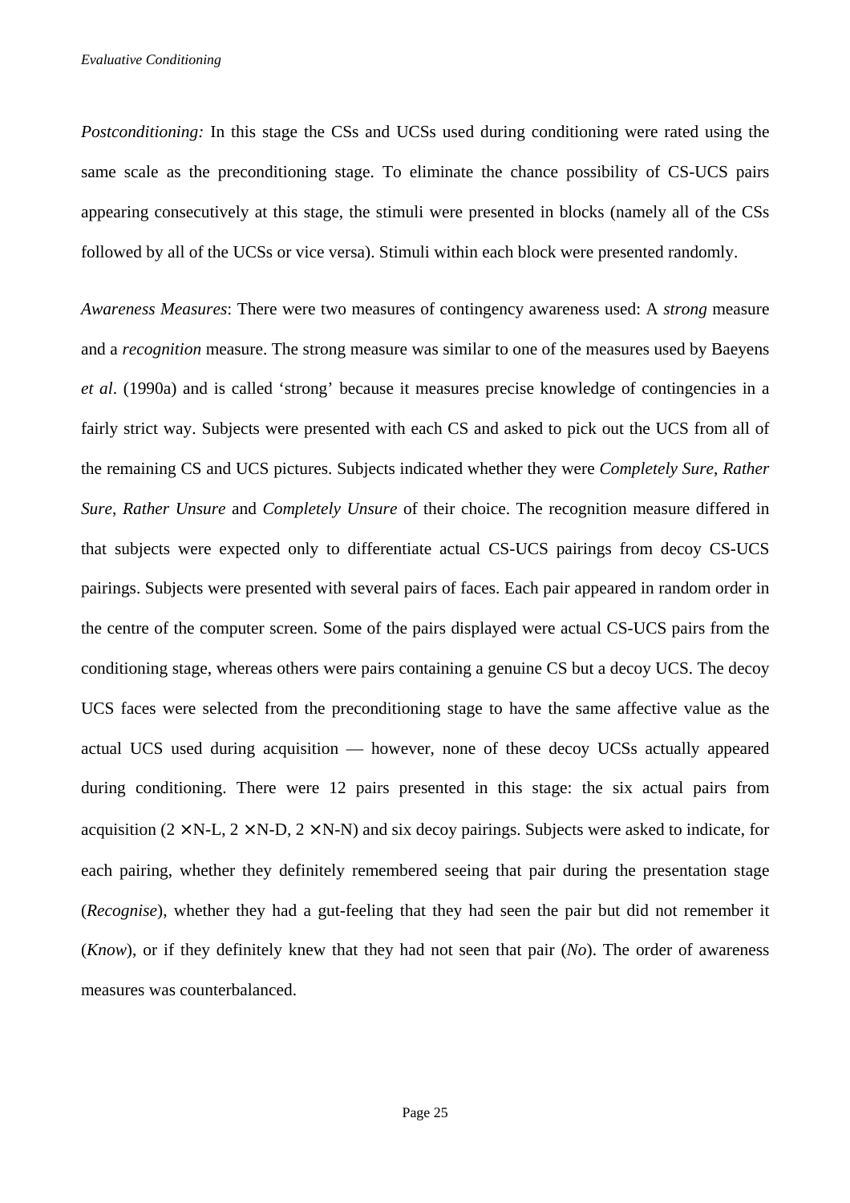*Postconditioning:* In this stage the CSs and UCSs used during conditioning were rated using the same scale as the preconditioning stage. To eliminate the chance possibility of CS-UCS pairs appearing consecutively at this stage, the stimuli were presented in blocks (namely all of the CSs followed by all of the UCSs or vice versa). Stimuli within each block were presented randomly.

*Awareness Measures*: There were two measures of contingency awareness used: A *strong* measure and a *recognition* measure. The strong measure was similar to one of the measures used by Baeyens *et al*. (1990a) and is called 'strong' because it measures precise knowledge of contingencies in a fairly strict way. Subjects were presented with each CS and asked to pick out the UCS from all of the remaining CS and UCS pictures. Subjects indicated whether they were *Completely Sure*, *Rather Sure*, *Rather Unsure* and *Completely Unsure* of their choice. The recognition measure differed in that subjects were expected only to differentiate actual CS-UCS pairings from decoy CS-UCS pairings. Subjects were presented with several pairs of faces. Each pair appeared in random order in the centre of the computer screen. Some of the pairs displayed were actual CS-UCS pairs from the conditioning stage, whereas others were pairs containing a genuine CS but a decoy UCS. The decoy UCS faces were selected from the preconditioning stage to have the same affective value as the actual UCS used during acquisition — however, none of these decoy UCSs actually appeared during conditioning. There were 12 pairs presented in this stage: the six actual pairs from acquisition ($2 \times$ N-L, $2 \times$ N-D, $2 \times$ N-N) and six decoy pairings. Subjects were asked to indicate, for each pairing, whether they definitely remembered seeing that pair during the presentation stage (*Recognise*), whether they had a gut-feeling that they had seen the pair but did not remember it (*Know*), or if they definitely knew that they had not seen that pair (*No*). The order of awareness measures was counterbalanced.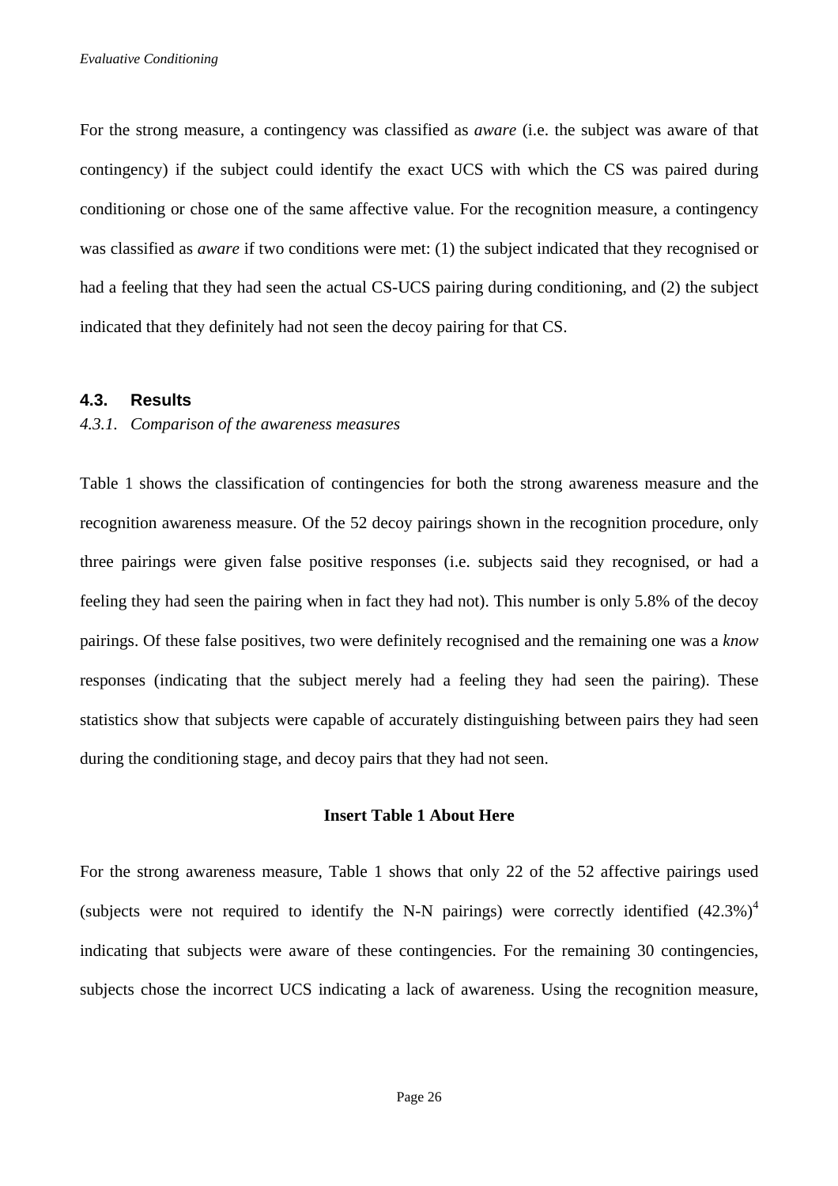For the strong measure, a contingency was classified as *aware* (i.e. the subject was aware of that contingency) if the subject could identify the exact UCS with which the CS was paired during conditioning or chose one of the same affective value. For the recognition measure, a contingency was classified as *aware* if two conditions were met: (1) the subject indicated that they recognised or had a feeling that they had seen the actual CS-UCS pairing during conditioning, and (2) the subject indicated that they definitely had not seen the decoy pairing for that CS.

## 4.3. Results

### *4.3.1. Comparison of the awareness measures*

Table 1 shows the classification of contingencies for both the strong awareness measure and the recognition awareness measure. Of the 52 decoy pairings shown in the recognition procedure, only three pairings were given false positive responses (i.e. subjects said they recognised, or had a feeling they had seen the pairing when in fact they had not). This number is only 5.8% of the decoy pairings. Of these false positives, two were definitely recognised and the remaining one was a *know* responses (indicating that the subject merely had a feeling they had seen the pairing). These statistics show that subjects were capable of accurately distinguishing between pairs they had seen during the conditioning stage, and decoy pairs that they had not seen.

**Insert Table 1 About Here**

For the strong awareness measure, Table 1 shows that only 22 of the 52 affective pairings used (subjects were not required to identify the N-N pairings) were correctly identified (42.3%)[4] indicating that subjects were aware of these contingencies. For the remaining 30 contingencies, subjects chose the incorrect UCS indicating a lack of awareness. Using the recognition measure,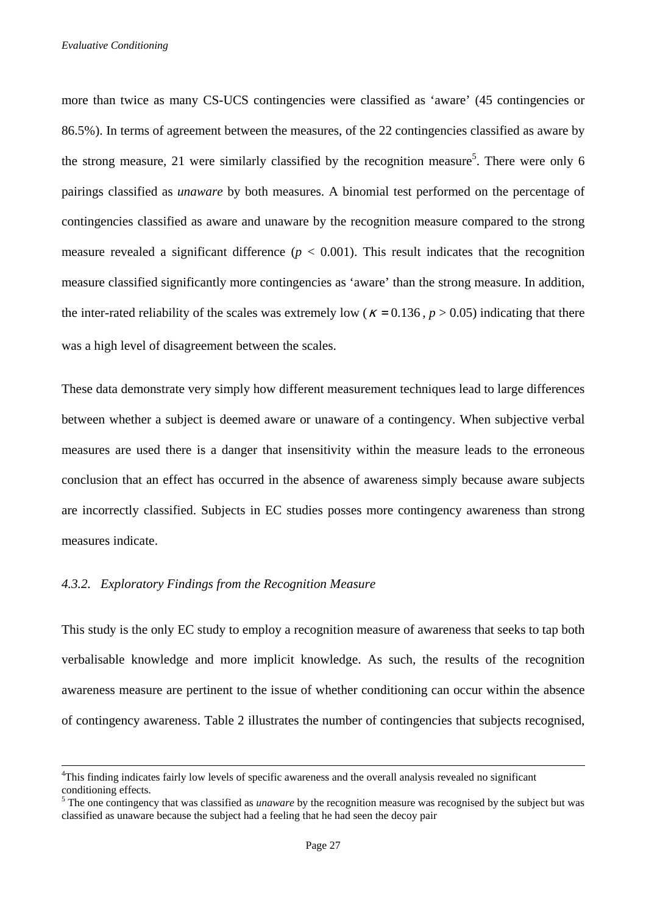more than twice as many CS-UCS contingencies were classified as 'aware' (45 contingencies or 86.5%). In terms of agreement between the measures, of the 22 contingencies classified as aware by the strong measure, 21 were similarly classified by the recognition measure[5]. There were only 6 pairings classified as *unaware* by both measures. A binomial test performed on the percentage of contingencies classified as aware and unaware by the recognition measure compared to the strong measure revealed a significant difference ($p < 0.001$). This result indicates that the recognition measure classified significantly more contingencies as 'aware' than the strong measure. In addition, the inter-rated reliability of the scales was extremely low ($\kappa = 0.136$, $p > 0.05$) indicating that there was a high level of disagreement between the scales.

These data demonstrate very simply how different measurement techniques lead to large differences between whether a subject is deemed aware or unaware of a contingency. When subjective verbal measures are used there is a danger that insensitivity within the measure leads to the erroneous conclusion that an effect has occurred in the absence of awareness simply because aware subjects are incorrectly classified. Subjects in EC studies posses more contingency awareness than strong measures indicate.

### *4.3.2. Exploratory Findings from the Recognition Measure*

This study is the only EC study to employ a recognition measure of awareness that seeks to tap both verbalisable knowledge and more implicit knowledge. As such, the results of the recognition awareness measure are pertinent to the issue of whether conditioning can occur within the absence of contingency awareness. Table 2 illustrates the number of contingencies that subjects recognised,

---

[4]This finding indicates fairly low levels of specific awareness and the overall analysis revealed no significant conditioning effects.

[5] The one contingency that was classified as *unaware* by the recognition measure was recognised by the subject but was classified as unaware because the subject had a feeling that he had seen the decoy pair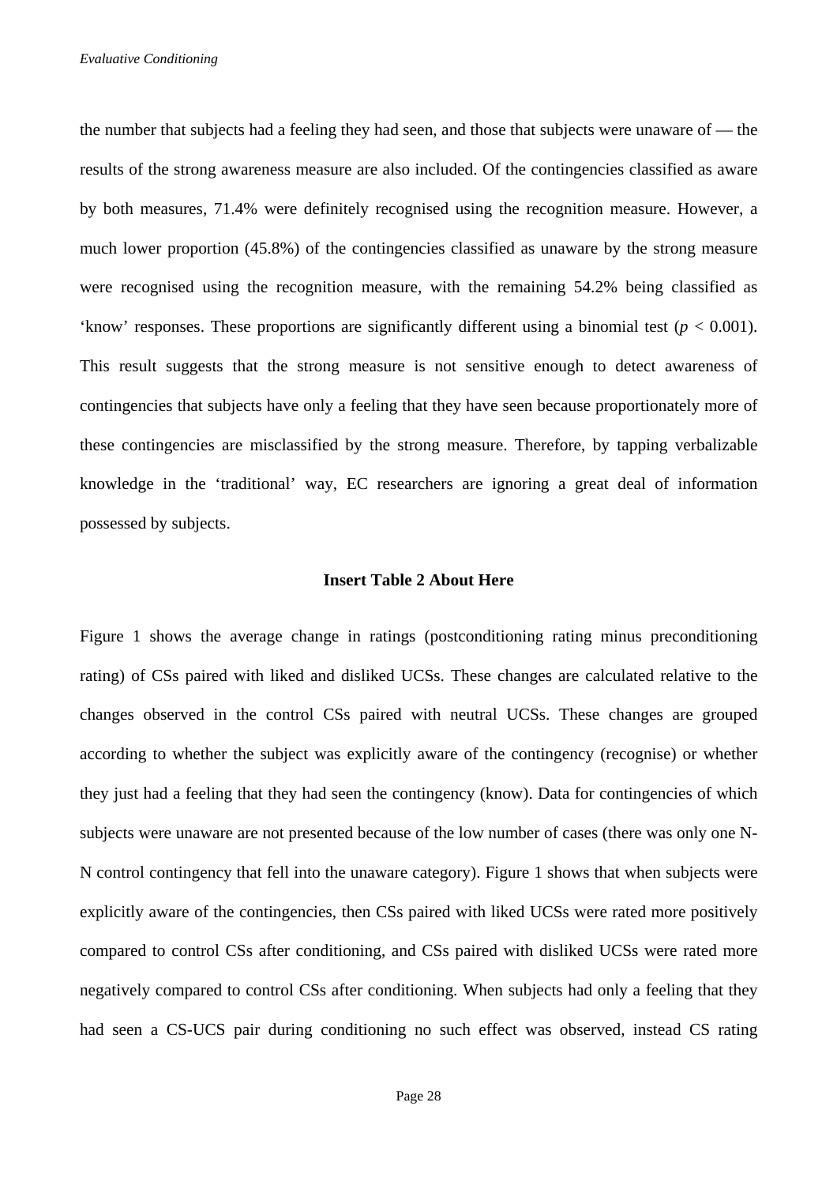the number that subjects had a feeling they had seen, and those that subjects were unaware of — the results of the strong awareness measure are also included. Of the contingencies classified as aware by both measures, 71.4% were definitely recognised using the recognition measure. However, a much lower proportion (45.8%) of the contingencies classified as unaware by the strong measure were recognised using the recognition measure, with the remaining 54.2% being classified as 'know' responses. These proportions are significantly different using a binomial test ($p < 0.001$). This result suggests that the strong measure is not sensitive enough to detect awareness of contingencies that subjects have only a feeling that they have seen because proportionately more of these contingencies are misclassified by the strong measure. Therefore, by tapping verbalizable knowledge in the 'traditional' way, EC researchers are ignoring a great deal of information possessed by subjects.

**Insert Table 2 About Here**

Figure 1 shows the average change in ratings (postconditioning rating minus preconditioning rating) of CSs paired with liked and disliked UCSs. These changes are calculated relative to the changes observed in the control CSs paired with neutral UCSs. These changes are grouped according to whether the subject was explicitly aware of the contingency (recognise) or whether they just had a feeling that they had seen the contingency (know). Data for contingencies of which subjects were unaware are not presented because of the low number of cases (there was only one N-N control contingency that fell into the unaware category). Figure 1 shows that when subjects were explicitly aware of the contingencies, then CSs paired with liked UCSs were rated more positively compared to control CSs after conditioning, and CSs paired with disliked UCSs were rated more negatively compared to control CSs after conditioning. When subjects had only a feeling that they had seen a CS-UCS pair during conditioning no such effect was observed, instead CS rating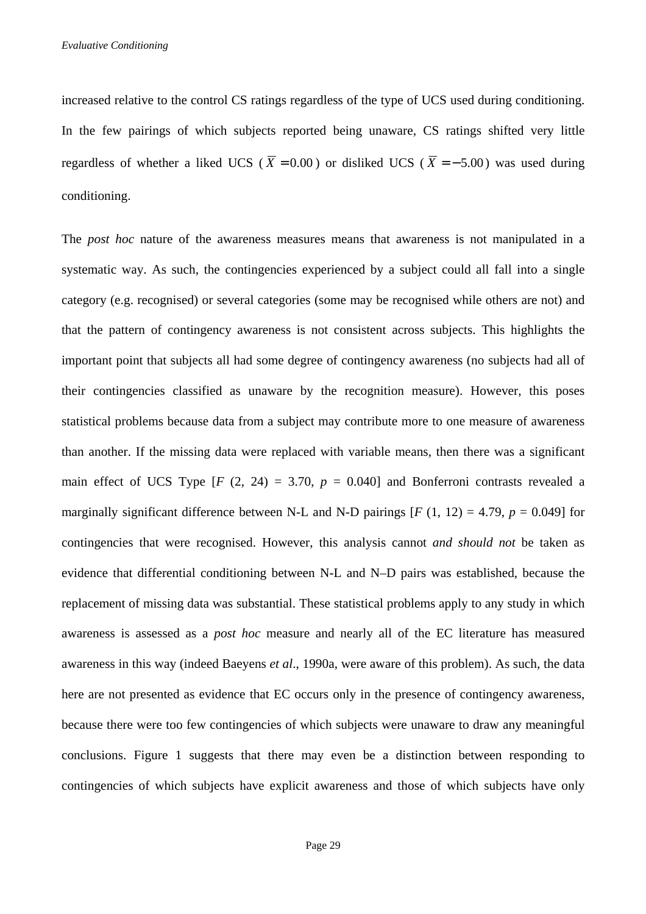increased relative to the control CS ratings regardless of the type of UCS used during conditioning. In the few pairings of which subjects reported being unaware, CS ratings shifted very little regardless of whether a liked UCS ($\bar{X} = 0.00$) or disliked UCS ($\bar{X} = -5.00$) was used during conditioning.

The *post hoc* nature of the awareness measures means that awareness is not manipulated in a systematic way. As such, the contingencies experienced by a subject could all fall into a single category (e.g. recognised) or several categories (some may be recognised while others are not) and that the pattern of contingency awareness is not consistent across subjects. This highlights the important point that subjects all had some degree of contingency awareness (no subjects had all of their contingencies classified as unaware by the recognition measure). However, this poses statistical problems because data from a subject may contribute more to one measure of awareness than another. If the missing data were replaced with variable means, then there was a significant main effect of UCS Type [$F$ (2, 24) = 3.70, $p$ = 0.040] and Bonferroni contrasts revealed a marginally significant difference between N-L and N-D pairings [$F$ (1, 12) = 4.79, $p$ = 0.049] for contingencies that were recognised. However, this analysis cannot *and should not* be taken as evidence that differential conditioning between N-L and N–D pairs was established, because the replacement of missing data was substantial. These statistical problems apply to any study in which awareness is assessed as a *post hoc* measure and nearly all of the EC literature has measured awareness in this way (indeed Baeyens *et al*., 1990a, were aware of this problem). As such, the data here are not presented as evidence that EC occurs only in the presence of contingency awareness, because there were too few contingencies of which subjects were unaware to draw any meaningful conclusions. Figure 1 suggests that there may even be a distinction between responding to contingencies of which subjects have explicit awareness and those of which subjects have only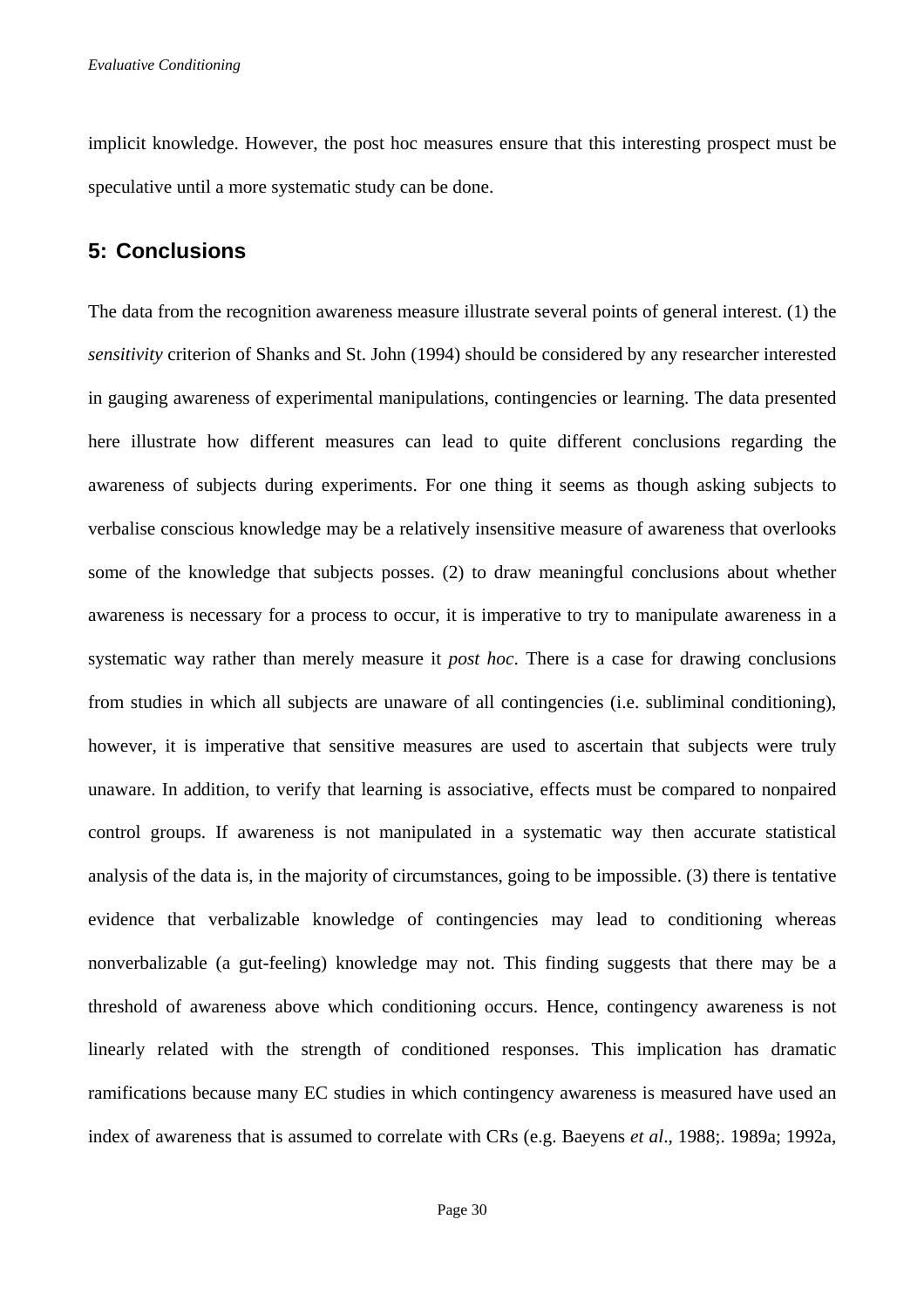implicit knowledge. However, the post hoc measures ensure that this interesting prospect must be speculative until a more systematic study can be done.

## 5: Conclusions

The data from the recognition awareness measure illustrate several points of general interest. (1) the *sensitivity* criterion of Shanks and St. John (1994) should be considered by any researcher interested in gauging awareness of experimental manipulations, contingencies or learning. The data presented here illustrate how different measures can lead to quite different conclusions regarding the awareness of subjects during experiments. For one thing it seems as though asking subjects to verbalise conscious knowledge may be a relatively insensitive measure of awareness that overlooks some of the knowledge that subjects posses. (2) to draw meaningful conclusions about whether awareness is necessary for a process to occur, it is imperative to try to manipulate awareness in a systematic way rather than merely measure it *post hoc*. There is a case for drawing conclusions from studies in which all subjects are unaware of all contingencies (i.e. subliminal conditioning), however, it is imperative that sensitive measures are used to ascertain that subjects were truly unaware. In addition, to verify that learning is associative, effects must be compared to nonpaired control groups. If awareness is not manipulated in a systematic way then accurate statistical analysis of the data is, in the majority of circumstances, going to be impossible. (3) there is tentative evidence that verbalizable knowledge of contingencies may lead to conditioning whereas nonverbalizable (a gut-feeling) knowledge may not. This finding suggests that there may be a threshold of awareness above which conditioning occurs. Hence, contingency awareness is not linearly related with the strength of conditioned responses. This implication has dramatic ramifications because many EC studies in which contingency awareness is measured have used an index of awareness that is assumed to correlate with CRs (e.g. Baeyens *et al*., 1988;. 1989a; 1992a,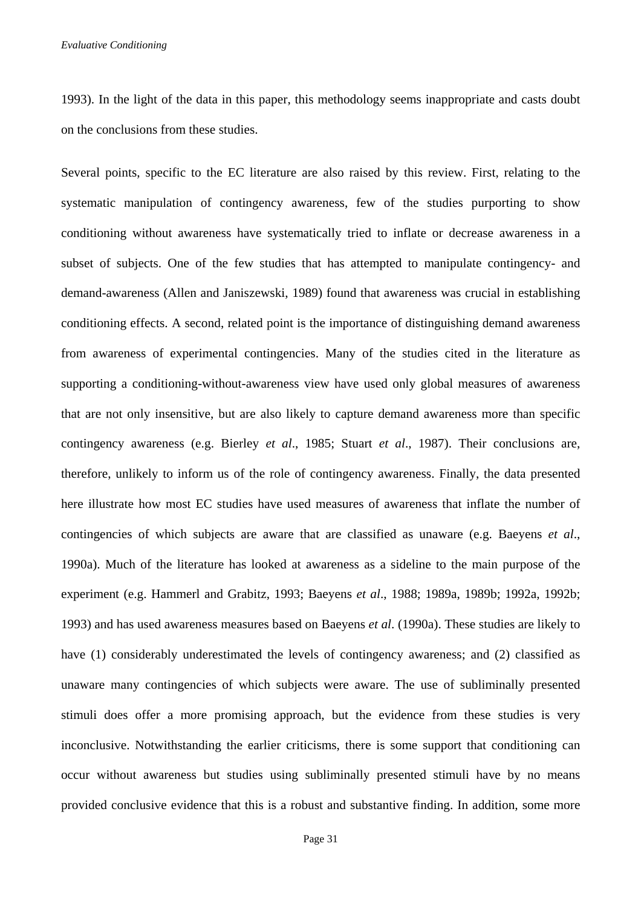1993). In the light of the data in this paper, this methodology seems inappropriate and casts doubt on the conclusions from these studies.

Several points, specific to the EC literature are also raised by this review. First, relating to the systematic manipulation of contingency awareness, few of the studies purporting to show conditioning without awareness have systematically tried to inflate or decrease awareness in a subset of subjects. One of the few studies that has attempted to manipulate contingency- and demand-awareness (Allen and Janiszewski, 1989) found that awareness was crucial in establishing conditioning effects. A second, related point is the importance of distinguishing demand awareness from awareness of experimental contingencies. Many of the studies cited in the literature as supporting a conditioning-without-awareness view have used only global measures of awareness that are not only insensitive, but are also likely to capture demand awareness more than specific contingency awareness (e.g. Bierley *et al*., 1985; Stuart *et al*., 1987). Their conclusions are, therefore, unlikely to inform us of the role of contingency awareness. Finally, the data presented here illustrate how most EC studies have used measures of awareness that inflate the number of contingencies of which subjects are aware that are classified as unaware (e.g. Baeyens *et al*., 1990a). Much of the literature has looked at awareness as a sideline to the main purpose of the experiment (e.g. Hammerl and Grabitz, 1993; Baeyens *et al*., 1988; 1989a, 1989b; 1992a, 1992b; 1993) and has used awareness measures based on Baeyens *et al*. (1990a). These studies are likely to have (1) considerably underestimated the levels of contingency awareness; and (2) classified as unaware many contingencies of which subjects were aware. The use of subliminally presented stimuli does offer a more promising approach, but the evidence from these studies is very inconclusive. Notwithstanding the earlier criticisms, there is some support that conditioning can occur without awareness but studies using subliminally presented stimuli have by no means provided conclusive evidence that this is a robust and substantive finding. In addition, some more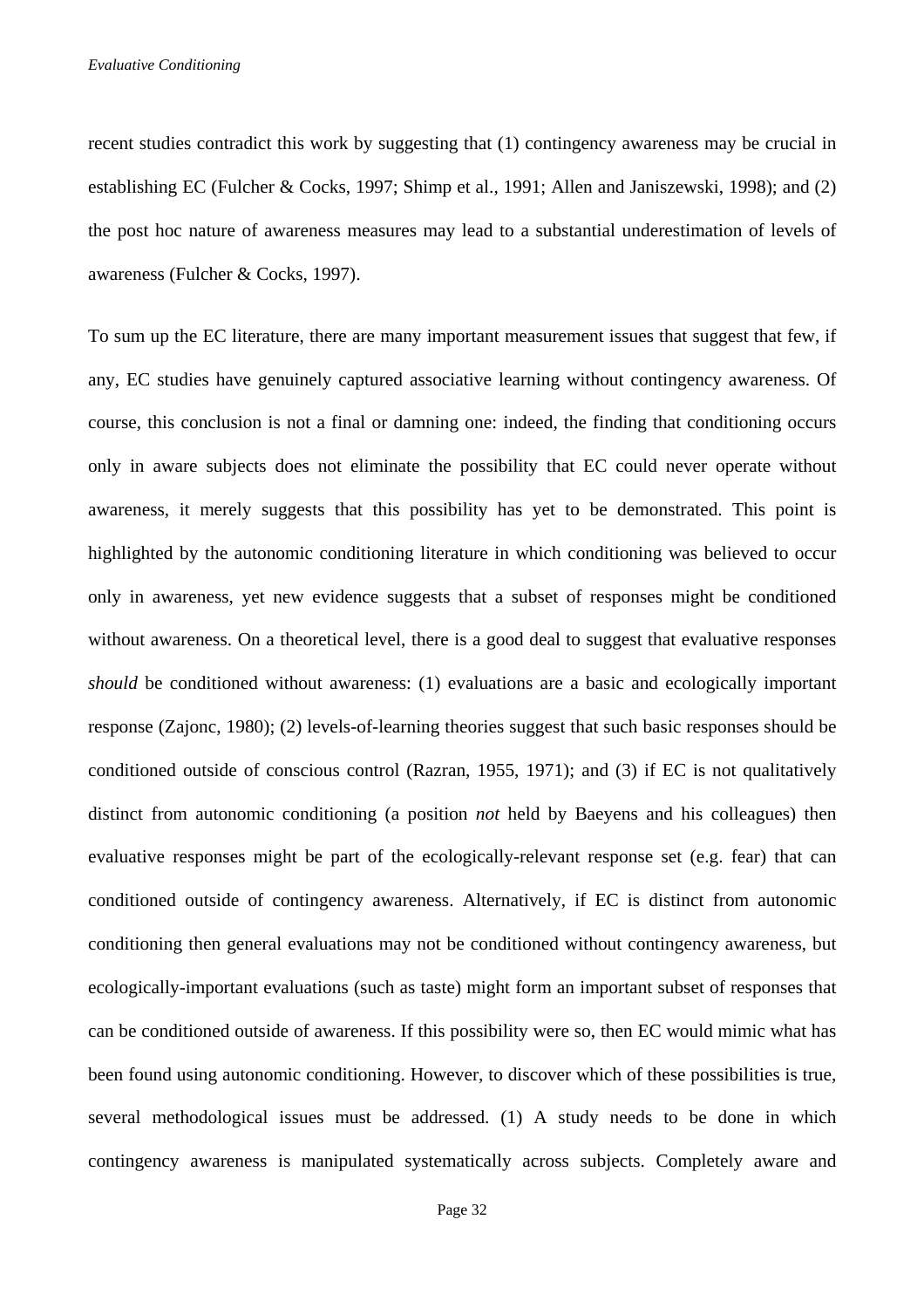recent studies contradict this work by suggesting that (1) contingency awareness may be crucial in establishing EC (Fulcher & Cocks, 1997; Shimp et al., 1991; Allen and Janiszewski, 1998); and (2) the post hoc nature of awareness measures may lead to a substantial underestimation of levels of awareness (Fulcher & Cocks, 1997).

To sum up the EC literature, there are many important measurement issues that suggest that few, if any, EC studies have genuinely captured associative learning without contingency awareness. Of course, this conclusion is not a final or damning one: indeed, the finding that conditioning occurs only in aware subjects does not eliminate the possibility that EC could never operate without awareness, it merely suggests that this possibility has yet to be demonstrated. This point is highlighted by the autonomic conditioning literature in which conditioning was believed to occur only in awareness, yet new evidence suggests that a subset of responses might be conditioned without awareness. On a theoretical level, there is a good deal to suggest that evaluative responses *should* be conditioned without awareness: (1) evaluations are a basic and ecologically important response (Zajonc, 1980); (2) levels-of-learning theories suggest that such basic responses should be conditioned outside of conscious control (Razran, 1955, 1971); and (3) if EC is not qualitatively distinct from autonomic conditioning (a position *not* held by Baeyens and his colleagues) then evaluative responses might be part of the ecologically-relevant response set (e.g. fear) that can conditioned outside of contingency awareness. Alternatively, if EC is distinct from autonomic conditioning then general evaluations may not be conditioned without contingency awareness, but ecologically-important evaluations (such as taste) might form an important subset of responses that can be conditioned outside of awareness. If this possibility were so, then EC would mimic what has been found using autonomic conditioning. However, to discover which of these possibilities is true, several methodological issues must be addressed. (1) A study needs to be done in which contingency awareness is manipulated systematically across subjects. Completely aware and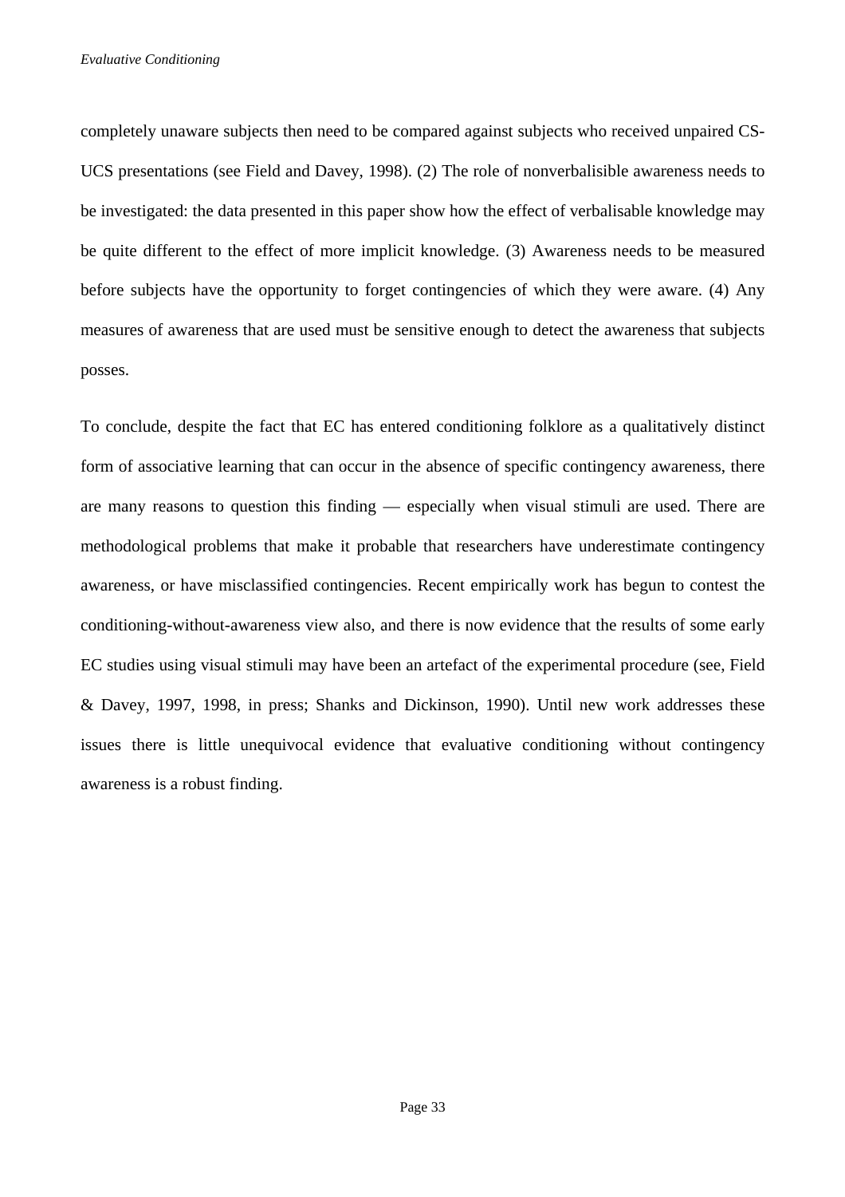completely unaware subjects then need to be compared against subjects who received unpaired CS-UCS presentations (see Field and Davey, 1998). (2) The role of nonverbalisible awareness needs to be investigated: the data presented in this paper show how the effect of verbalisable knowledge may be quite different to the effect of more implicit knowledge. (3) Awareness needs to be measured before subjects have the opportunity to forget contingencies of which they were aware. (4) Any measures of awareness that are used must be sensitive enough to detect the awareness that subjects posses.

To conclude, despite the fact that EC has entered conditioning folklore as a qualitatively distinct form of associative learning that can occur in the absence of specific contingency awareness, there are many reasons to question this finding — especially when visual stimuli are used. There are methodological problems that make it probable that researchers have underestimate contingency awareness, or have misclassified contingencies. Recent empirically work has begun to contest the conditioning-without-awareness view also, and there is now evidence that the results of some early EC studies using visual stimuli may have been an artefact of the experimental procedure (see, Field & Davey, 1997, 1998, in press; Shanks and Dickinson, 1990). Until new work addresses these issues there is little unequivocal evidence that evaluative conditioning without contingency awareness is a robust finding.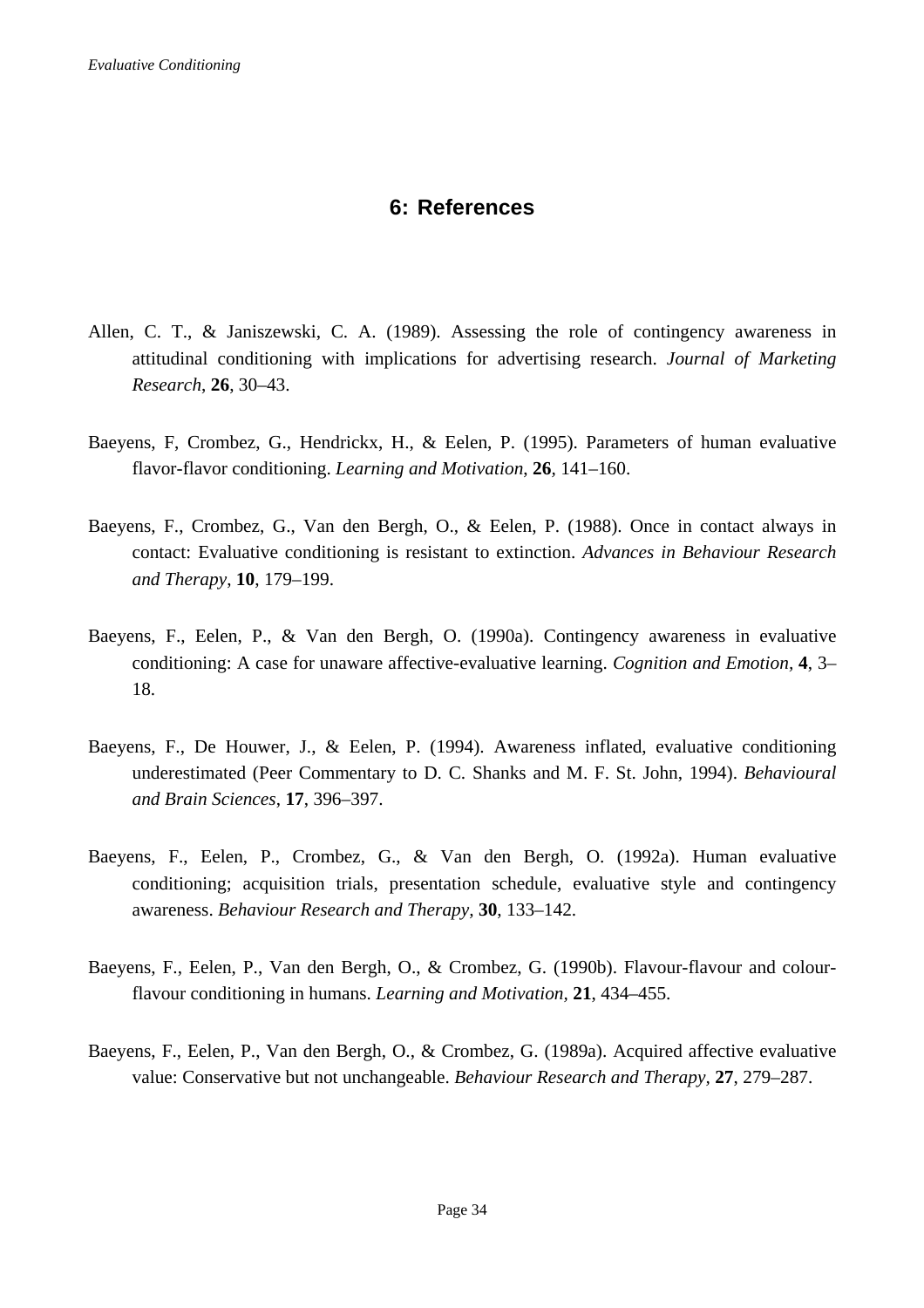# 6: References

Allen, C. T., & Janiszewski, C. A. (1989). Assessing the role of contingency awareness in attitudinal conditioning with implications for advertising research. *Journal of Marketing Research*, **26**, 30–43.

Baeyens, F, Crombez, G., Hendrickx, H., & Eelen, P. (1995). Parameters of human evaluative flavor-flavor conditioning. *Learning and Motivation*, **26**, 141–160.

Baeyens, F., Crombez, G., Van den Bergh, O., & Eelen, P. (1988). Once in contact always in contact: Evaluative conditioning is resistant to extinction. *Advances in Behaviour Research and Therapy*, **10**, 179–199.

Baeyens, F., Eelen, P., & Van den Bergh, O. (1990a). Contingency awareness in evaluative conditioning: A case for unaware affective-evaluative learning. *Cognition and Emotion*, **4**, 3–18.

Baeyens, F., De Houwer, J., & Eelen, P. (1994). Awareness inflated, evaluative conditioning underestimated (Peer Commentary to D. C. Shanks and M. F. St. John, 1994). *Behavioural and Brain Sciences*, **17**, 396–397.

Baeyens, F., Eelen, P., Crombez, G., & Van den Bergh, O. (1992a). Human evaluative conditioning; acquisition trials, presentation schedule, evaluative style and contingency awareness. *Behaviour Research and Therapy*, **30**, 133–142.

Baeyens, F., Eelen, P., Van den Bergh, O., & Crombez, G. (1990b). Flavour-flavour and colour-flavour conditioning in humans. *Learning and Motivation*, **21**, 434–455.

Baeyens, F., Eelen, P., Van den Bergh, O., & Crombez, G. (1989a). Acquired affective evaluative value: Conservative but not unchangeable. *Behaviour Research and Therapy*, **27**, 279–287.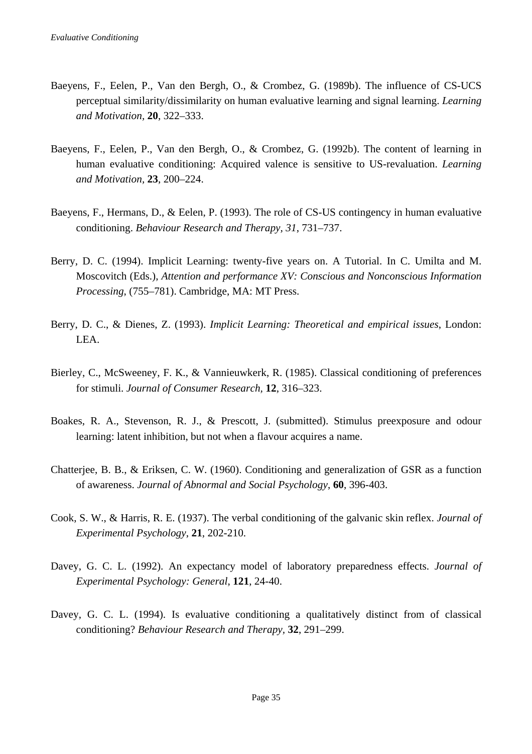Baeyens, F., Eelen, P., Van den Bergh, O., & Crombez, G. (1989b). The influence of CS-UCS perceptual similarity/dissimilarity on human evaluative learning and signal learning. *Learning and Motivation*, **20**, 322–333.

Baeyens, F., Eelen, P., Van den Bergh, O., & Crombez, G. (1992b). The content of learning in human evaluative conditioning: Acquired valence is sensitive to US-revaluation. *Learning and Motivation*, **23**, 200–224.

Baeyens, F., Hermans, D., & Eelen, P. (1993). The role of CS-US contingency in human evaluative conditioning. *Behaviour Research and Therapy, 31*, 731–737.

Berry, D. C. (1994). Implicit Learning: twenty-five years on. A Tutorial. In C. Umilta and M. Moscovitch (Eds.), *Attention and performance XV: Conscious and Nonconscious Information Processing*, (755–781). Cambridge, MA: MT Press.

Berry, D. C., & Dienes, Z. (1993). *Implicit Learning: Theoretical and empirical issues*, London: LEA.

Bierley, C., McSweeney, F. K., & Vannieuwkerk, R. (1985). Classical conditioning of preferences for stimuli. *Journal of Consumer Research,* **12**, 316–323.

Boakes, R. A., Stevenson, R. J., & Prescott, J. (submitted). Stimulus preexposure and odour learning: latent inhibition, but not when a flavour acquires a name.

Chatterjee, B. B., & Eriksen, C. W. (1960). Conditioning and generalization of GSR as a function of awareness. *Journal of Abnormal and Social Psychology*, **60**, 396-403.

Cook, S. W., & Harris, R. E. (1937). The verbal conditioning of the galvanic skin reflex. *Journal of Experimental Psychology*, **21**, 202-210.

Davey, G. C. L. (1992). An expectancy model of laboratory preparedness effects. *Journal of Experimental Psychology: General*, **121**, 24-40.

Davey, G. C. L. (1994). Is evaluative conditioning a qualitatively distinct from of classical conditioning? *Behaviour Research and Therapy,* **32**, 291–299.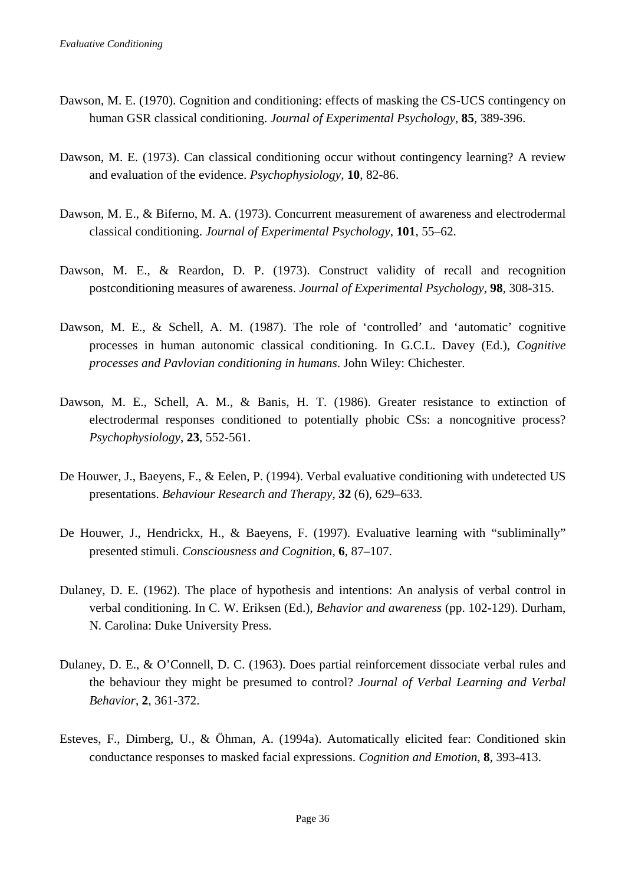Dawson, M. E. (1970). Cognition and conditioning: effects of masking the CS-UCS contingency on human GSR classical conditioning. *Journal of Experimental Psychology*, **85**, 389-396.

Dawson, M. E. (1973). Can classical conditioning occur without contingency learning? A review and evaluation of the evidence. *Psychophysiology*, **10**, 82-86.

Dawson, M. E., & Biferno, M. A. (1973). Concurrent measurement of awareness and electrodermal classical conditioning. *Journal of Experimental Psychology*, **101**, 55–62.

Dawson, M. E., & Reardon, D. P. (1973). Construct validity of recall and recognition postconditioning measures of awareness. *Journal of Experimental Psychology*, **98**, 308-315.

Dawson, M. E., & Schell, A. M. (1987). The role of 'controlled' and 'automatic' cognitive processes in human autonomic classical conditioning. In G.C.L. Davey (Ed.), *Cognitive processes and Pavlovian conditioning in humans*. John Wiley: Chichester.

Dawson, M. E., Schell, A. M., & Banis, H. T. (1986). Greater resistance to extinction of electrodermal responses conditioned to potentially phobic CSs: a noncognitive process? *Psychophysiology*, **23**, 552-561.

De Houwer, J., Baeyens, F., & Eelen, P. (1994). Verbal evaluative conditioning with undetected US presentations. *Behaviour Research and Therapy*, **32** (6), 629–633.

De Houwer, J., Hendrickx, H., & Baeyens, F. (1997). Evaluative learning with "subliminally" presented stimuli. *Consciousness and Cognition*, **6**, 87–107.

Dulaney, D. E. (1962). The place of hypothesis and intentions: An analysis of verbal control in verbal conditioning. In C. W. Eriksen (Ed.), *Behavior and awareness* (pp. 102-129). Durham, N. Carolina: Duke University Press.

Dulaney, D. E., & O'Connell, D. C. (1963). Does partial reinforcement dissociate verbal rules and the behaviour they might be presumed to control? *Journal of Verbal Learning and Verbal Behavior*, **2**, 361-372.

Esteves, F., Dimberg, U., & Öhman, A. (1994a). Automatically elicited fear: Conditioned skin conductance responses to masked facial expressions. *Cognition and Emotion*, **8**, 393-413.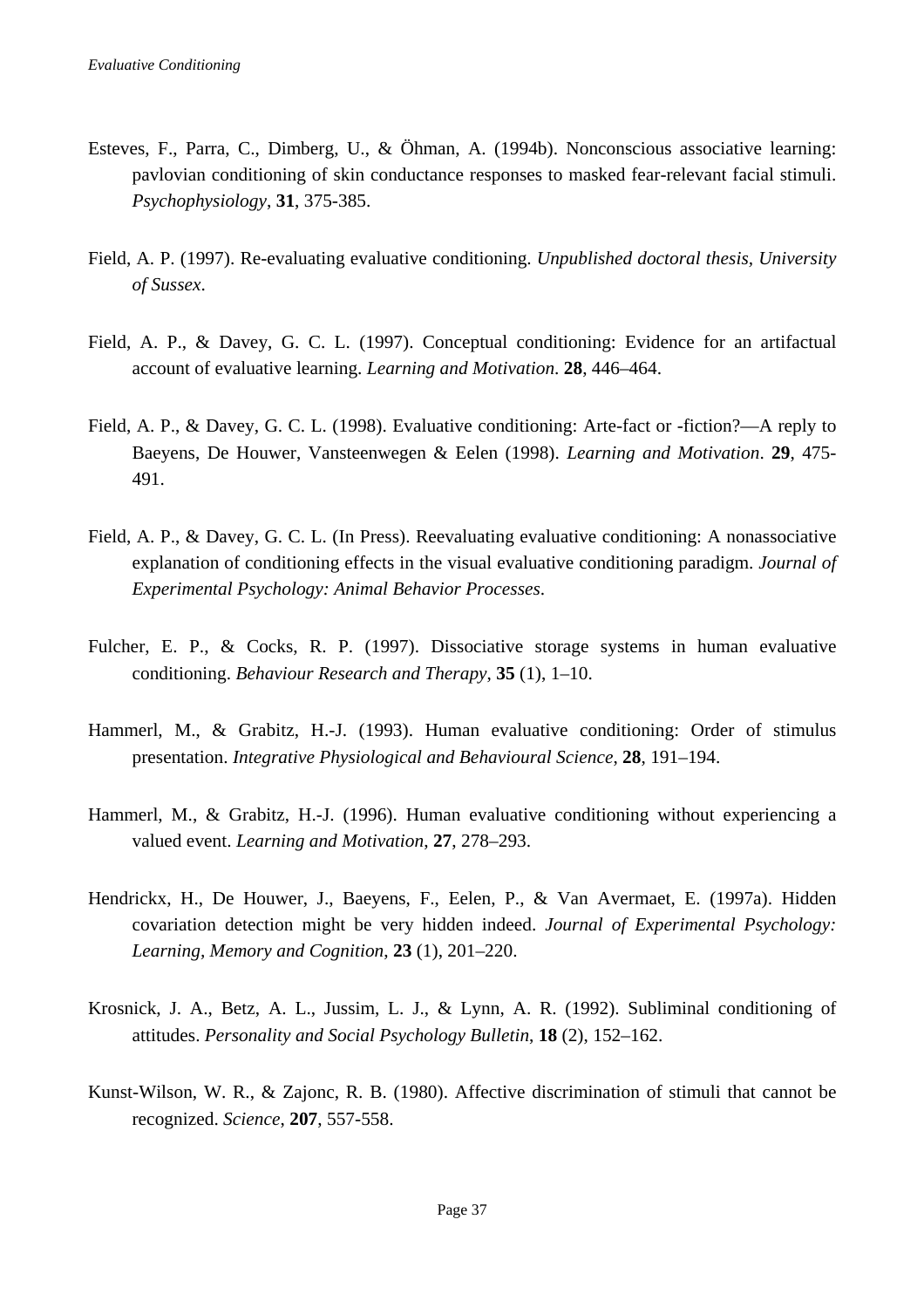Esteves, F., Parra, C., Dimberg, U., & Öhman, A. (1994b). Nonconscious associative learning: pavlovian conditioning of skin conductance responses to masked fear-relevant facial stimuli. *Psychophysiology*, **31**, 375-385.

Field, A. P. (1997). Re-evaluating evaluative conditioning. *Unpublished doctoral thesis, University of Sussex*.

Field, A. P., & Davey, G. C. L. (1997). Conceptual conditioning: Evidence for an artifactual account of evaluative learning. *Learning and Motivation*. **28**, 446–464.

Field, A. P., & Davey, G. C. L. (1998). Evaluative conditioning: Arte-fact or -fiction?—A reply to Baeyens, De Houwer, Vansteenwegen & Eelen (1998). *Learning and Motivation*. **29**, 475-491.

Field, A. P., & Davey, G. C. L. (In Press). Reevaluating evaluative conditioning: A nonassociative explanation of conditioning effects in the visual evaluative conditioning paradigm. *Journal of Experimental Psychology: Animal Behavior Processes*.

Fulcher, E. P., & Cocks, R. P. (1997). Dissociative storage systems in human evaluative conditioning. *Behaviour Research and Therapy*, **35** (1), 1–10.

Hammerl, M., & Grabitz, H.-J. (1993). Human evaluative conditioning: Order of stimulus presentation. *Integrative Physiological and Behavioural Science*, **28**, 191–194.

Hammerl, M., & Grabitz, H.-J. (1996). Human evaluative conditioning without experiencing a valued event. *Learning and Motivation*, **27**, 278–293.

Hendrickx, H., De Houwer, J., Baeyens, F., Eelen, P., & Van Avermaet, E. (1997a). Hidden covariation detection might be very hidden indeed. *Journal of Experimental Psychology: Learning, Memory and Cognition*, **23** (1), 201–220.

Krosnick, J. A., Betz, A. L., Jussim, L. J., & Lynn, A. R. (1992). Subliminal conditioning of attitudes. *Personality and Social Psychology Bulletin*, **18** (2), 152–162.

Kunst-Wilson, W. R., & Zajonc, R. B. (1980). Affective discrimination of stimuli that cannot be recognized. *Science*, **207**, 557-558.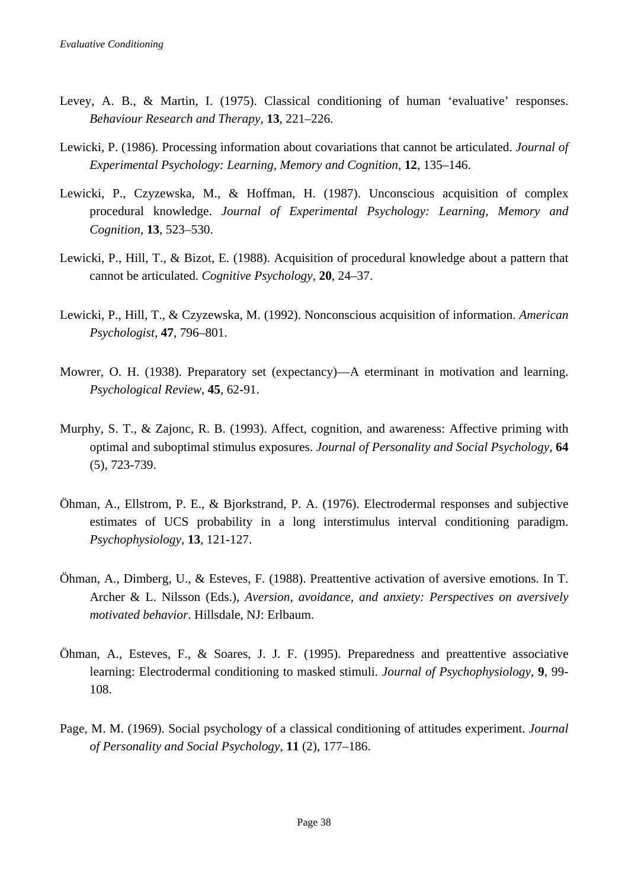Levey, A. B., & Martin, I. (1975). Classical conditioning of human ‘evaluative’ responses. *Behaviour Research and Therapy*, **13**, 221–226.

Lewicki, P. (1986). Processing information about covariations that cannot be articulated. *Journal of Experimental Psychology: Learning, Memory and Cognition*, **12**, 135–146.

Lewicki, P., Czyzewska, M., & Hoffman, H. (1987). Unconscious acquisition of complex procedural knowledge. *Journal of Experimental Psychology: Learning, Memory and Cognition*, **13**, 523–530.

Lewicki, P., Hill, T., & Bizot, E. (1988). Acquisition of procedural knowledge about a pattern that cannot be articulated. *Cognitive Psychology*, **20**, 24–37.

Lewicki, P., Hill, T., & Czyzewska, M. (1992). Nonconscious acquisition of information. *American Psychologist*, **47**, 796–801.

Mowrer, O. H. (1938). Preparatory set (expectancy)—A eterminant in motivation and learning. *Psychological Review*, **45**, 62-91.

Murphy, S. T., & Zajonc, R. B. (1993). Affect, cognition, and awareness: Affective priming with optimal and suboptimal stimulus exposures. *Journal of Personality and Social Psychology*, **64** (5), 723-739.

Öhman, A., Ellstrom, P. E., & Bjorkstrand, P. A. (1976). Electrodermal responses and subjective estimates of UCS probability in a long interstimulus interval conditioning paradigm. *Psychophysiology*, **13**, 121-127.

Öhman, A., Dimberg, U., & Esteves, F. (1988). Preattentive activation of aversive emotions. In T. Archer & L. Nilsson (Eds.), *Aversion, avoidance, and anxiety: Perspectives on aversively motivated behavior*. Hillsdale, NJ: Erlbaum.

Öhman, A., Esteves, F., & Soares, J. J. F. (1995). Preparedness and preattentive associative learning: Electrodermal conditioning to masked stimuli. *Journal of Psychophysiology*, **9**, 99-108.

Page, M. M. (1969). Social psychology of a classical conditioning of attitudes experiment. *Journal of Personality and Social Psychology*, **11** (2), 177–186.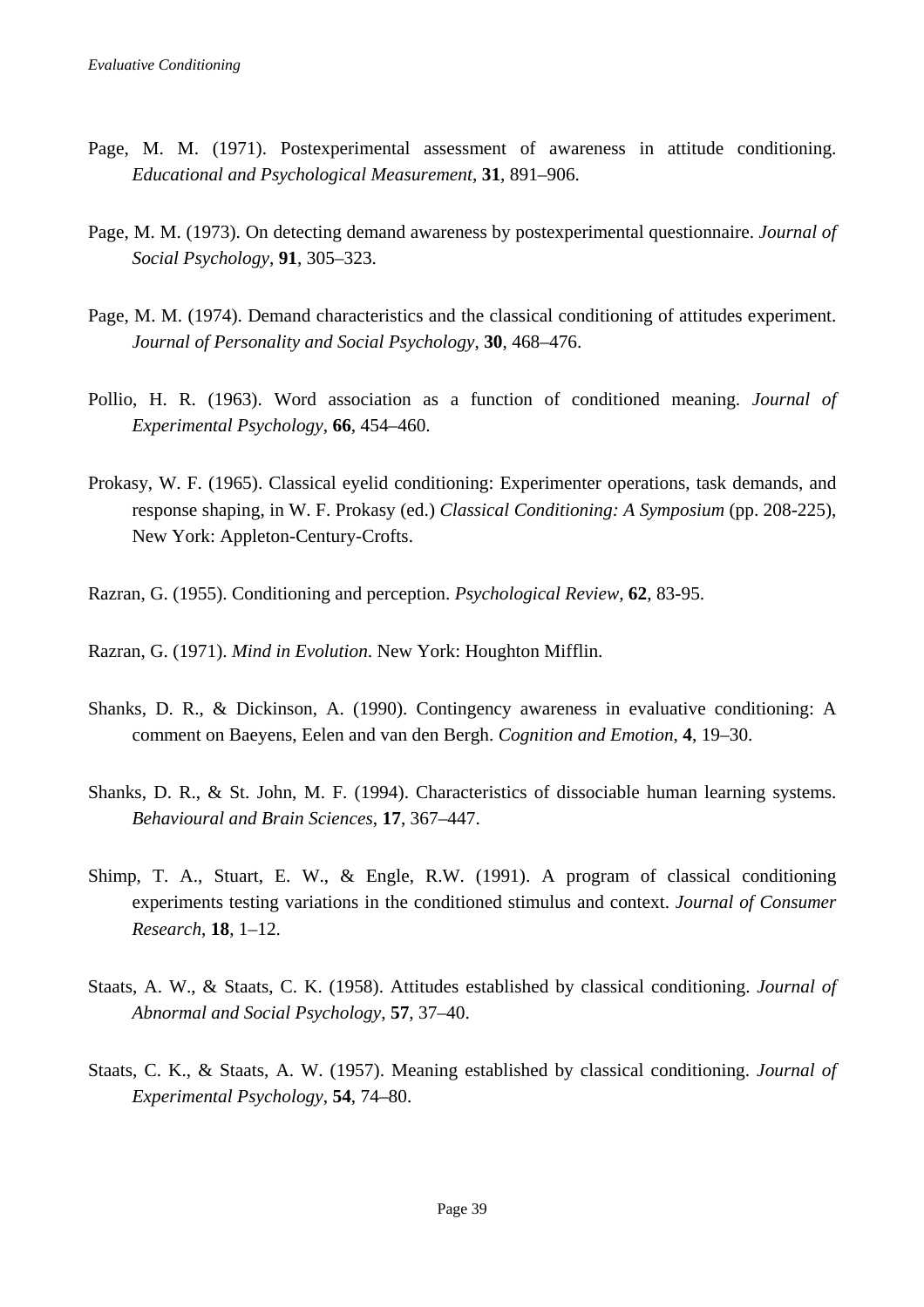Page, M. M. (1971). Postexperimental assessment of awareness in attitude conditioning. *Educational and Psychological Measurement*, **31**, 891–906.

Page, M. M. (1973). On detecting demand awareness by postexperimental questionnaire. *Journal of Social Psychology*, **91**, 305–323.

Page, M. M. (1974). Demand characteristics and the classical conditioning of attitudes experiment. *Journal of Personality and Social Psychology*, **30**, 468–476.

Pollio, H. R. (1963). Word association as a function of conditioned meaning. *Journal of Experimental Psychology*, **66**, 454–460.

Prokasy, W. F. (1965). Classical eyelid conditioning: Experimenter operations, task demands, and response shaping, in W. F. Prokasy (ed.) *Classical Conditioning: A Symposium* (pp. 208-225), New York: Appleton-Century-Crofts.

Razran, G. (1955). Conditioning and perception. *Psychological Review*, **62**, 83-95.

Razran, G. (1971). *Mind in Evolution*. New York: Houghton Mifflin.

Shanks, D. R., & Dickinson, A. (1990). Contingency awareness in evaluative conditioning: A comment on Baeyens, Eelen and van den Bergh. *Cognition and Emotion*, **4**, 19–30.

Shanks, D. R., & St. John, M. F. (1994). Characteristics of dissociable human learning systems. *Behavioural and Brain Sciences*, **17**, 367–447.

Shimp, T. A., Stuart, E. W., & Engle, R.W. (1991). A program of classical conditioning experiments testing variations in the conditioned stimulus and context. *Journal of Consumer Research*, **18**, 1–12.

Staats, A. W., & Staats, C. K. (1958). Attitudes established by classical conditioning. *Journal of Abnormal and Social Psychology*, **57**, 37–40.

Staats, C. K., & Staats, A. W. (1957). Meaning established by classical conditioning. *Journal of Experimental Psychology*, **54**, 74–80.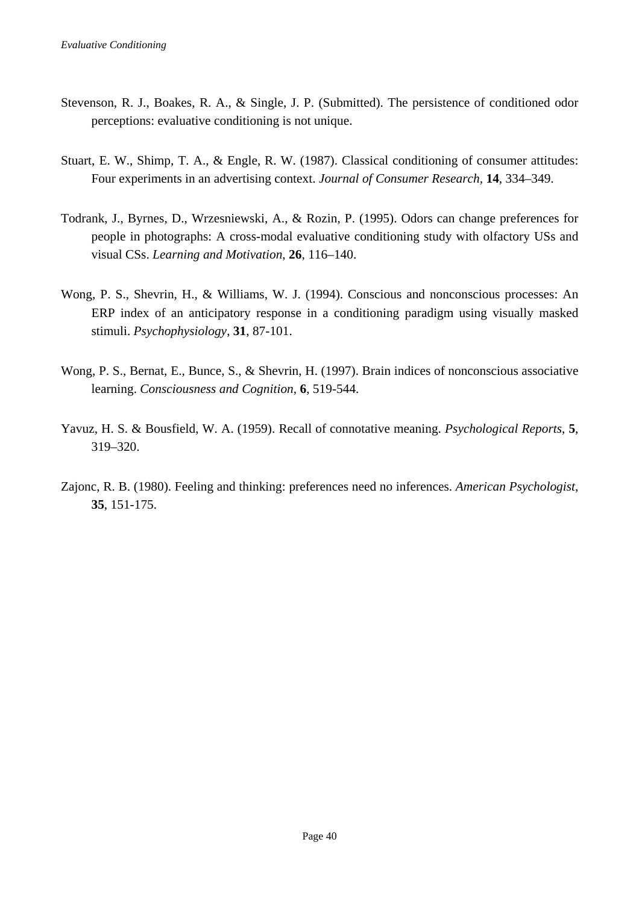Stevenson, R. J., Boakes, R. A., & Single, J. P. (Submitted). The persistence of conditioned odor perceptions: evaluative conditioning is not unique.

Stuart, E. W., Shimp, T. A., & Engle, R. W. (1987). Classical conditioning of consumer attitudes: Four experiments in an advertising context. *Journal of Consumer Research*, **14**, 334–349.

Todrank, J., Byrnes, D., Wrzesniewski, A., & Rozin, P. (1995). Odors can change preferences for people in photographs: A cross-modal evaluative conditioning study with olfactory USs and visual CSs. *Learning and Motivation*, **26**, 116–140.

Wong, P. S., Shevrin, H., & Williams, W. J. (1994). Conscious and nonconscious processes: An ERP index of an anticipatory response in a conditioning paradigm using visually masked stimuli. *Psychophysiology*, **31**, 87-101.

Wong, P. S., Bernat, E., Bunce, S., & Shevrin, H. (1997). Brain indices of nonconscious associative learning. *Consciousness and Cognition*, **6**, 519-544.

Yavuz, H. S. & Bousfield, W. A. (1959). Recall of connotative meaning. *Psychological Reports*, **5**, 319–320.

Zajonc, R. B. (1980). Feeling and thinking: preferences need no inferences. *American Psychologist*, **35**, 151-175.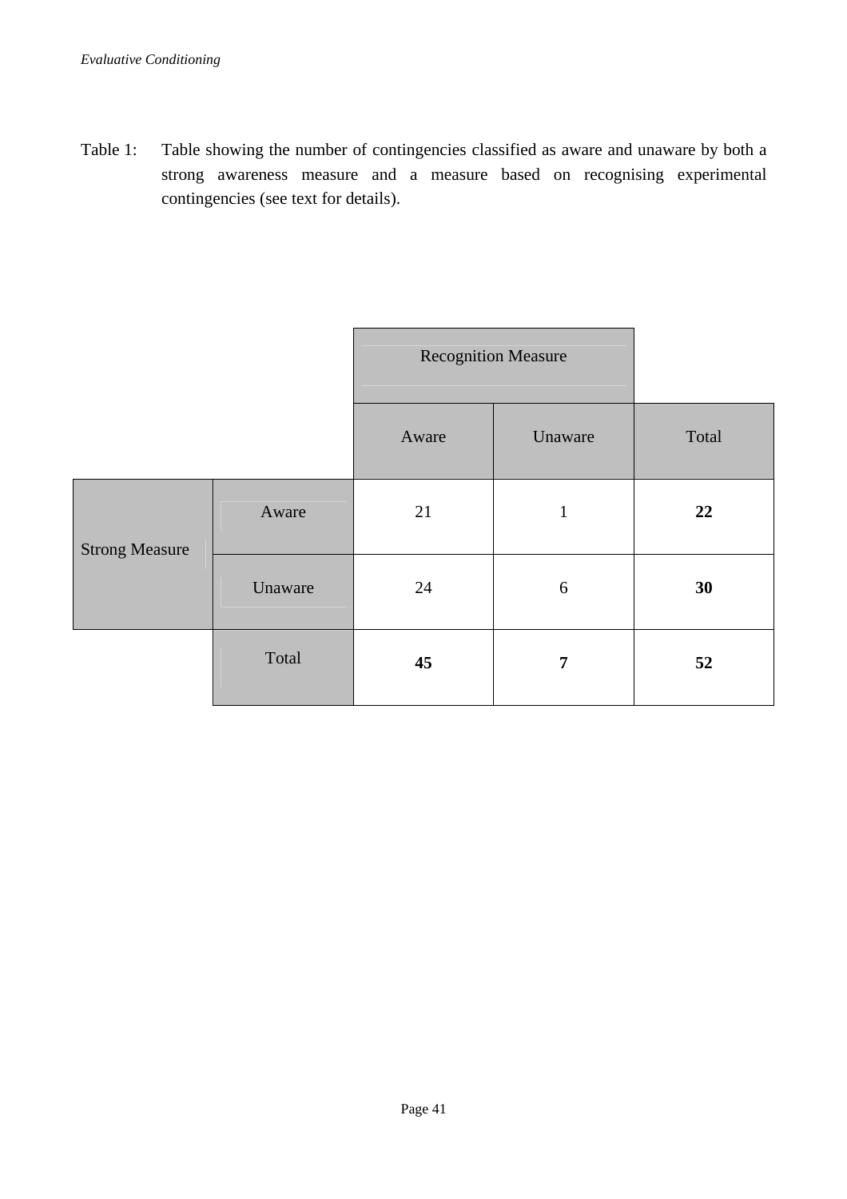Table 1: Table showing the number of contingencies classified as aware and unaware by both a strong awareness measure and a measure based on recognising experimental contingencies (see text for details).

| | | Recognition Measure | | |
|---|---|---|---|---|
| | | Aware | Unaware | Total |
| Strong Measure | Aware | 21 | 1 | **22** |
| | Unaware | 24 | 6 | **30** |
| | Total | **45** | **7** | **52** |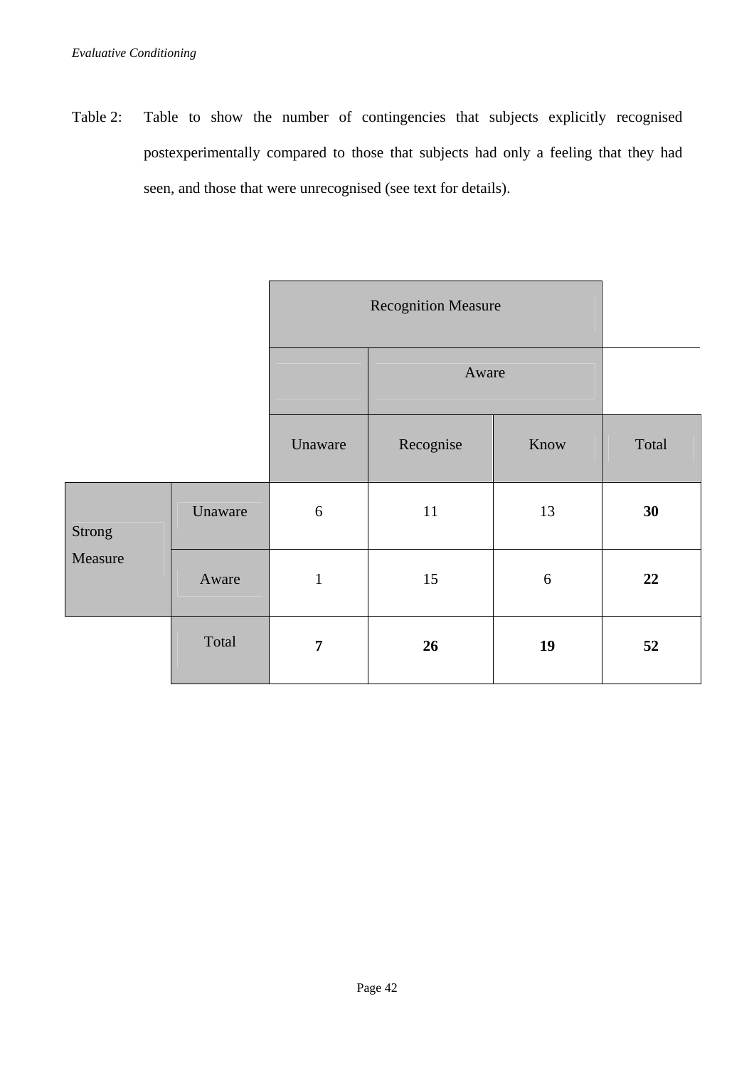Table 2: Table to show the number of contingencies that subjects explicitly recognised postexperimentally compared to those that subjects had only a feeling that they had seen, and those that were unrecognised (see text for details).

| | | Recognition Measure | | | |
|---|---|---|---|---|---|
| | | | Aware | | |
| | | Unaware | Recognise | Know | Total |
| Strong Measure | Unaware | 6 | 11 | 13 | **30** |
| | Aware | 1 | 15 | 6 | **22** |
| | Total | **7** | **26** | **19** | **52** |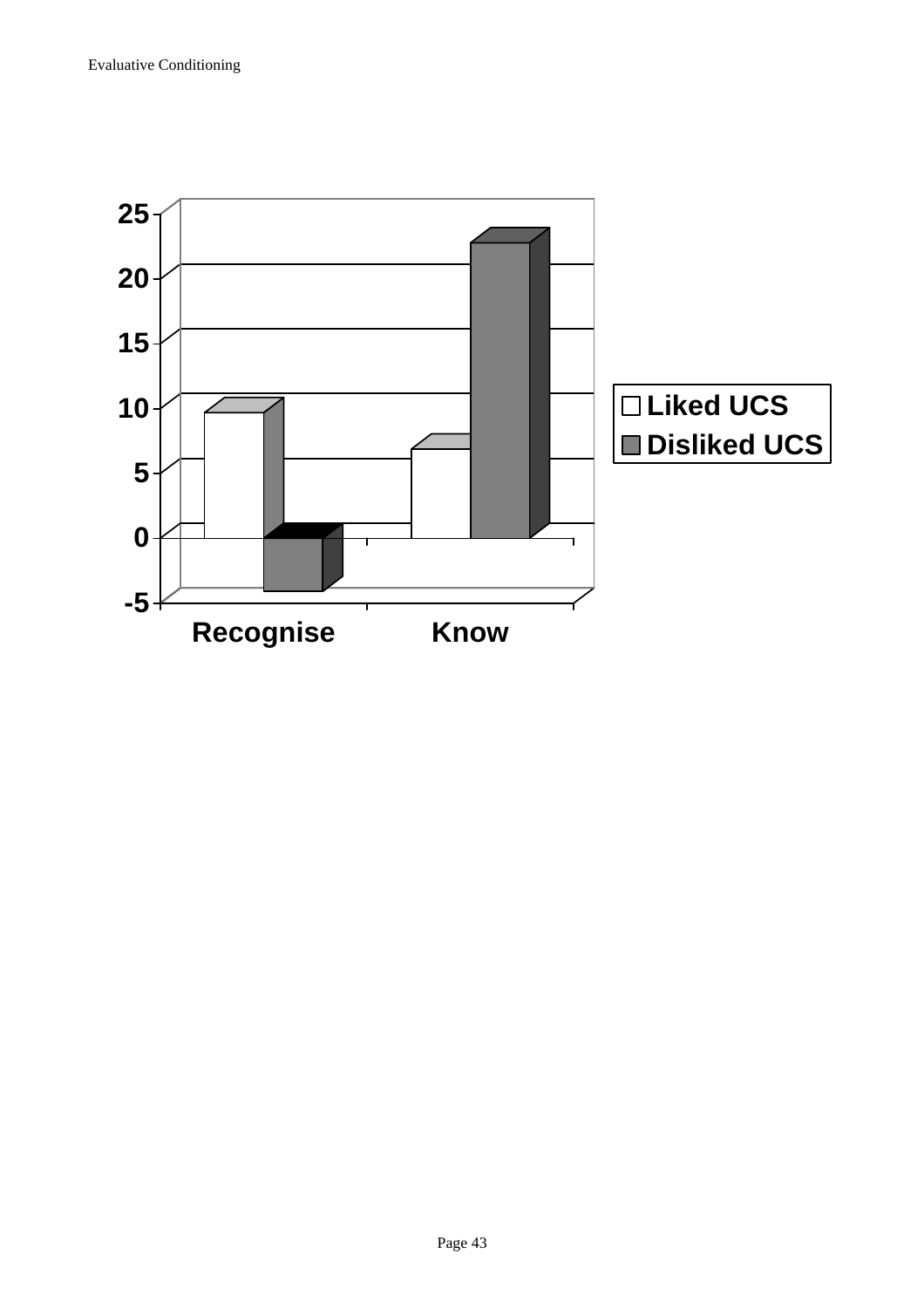| | Liked UCS | Disliked UCS |
|---|---|---|
| Recognise | ~9.5 | ~-4 |
| Know | ~6.8 | ~22.5 |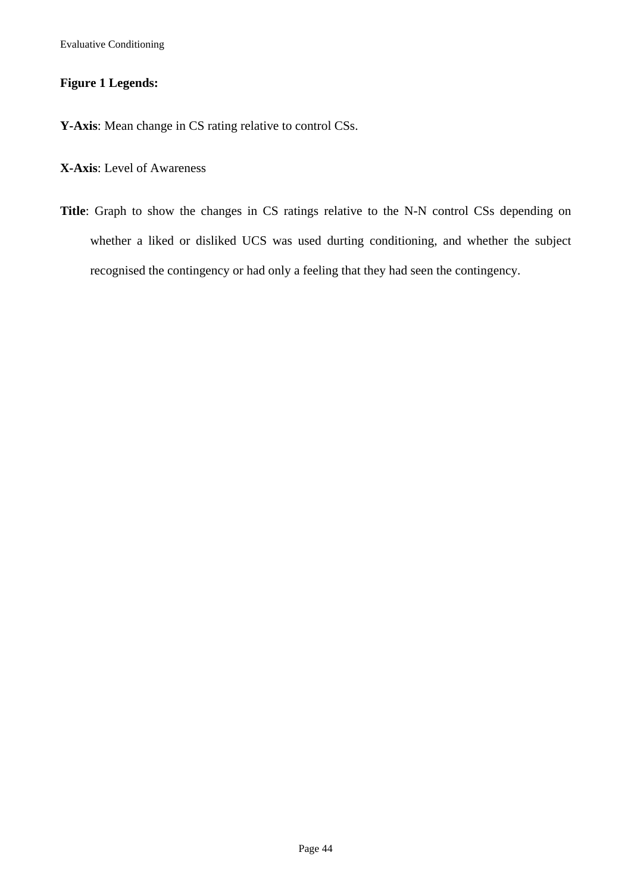**Figure 1 Legends:**

**Y-Axis**: Mean change in CS rating relative to control CSs.

**X-Axis**: Level of Awareness

**Title**: Graph to show the changes in CS ratings relative to the N-N control CSs depending on whether a liked or disliked UCS was used durting conditioning, and whether the subject recognised the contingency or had only a feeling that they had seen the contingency.